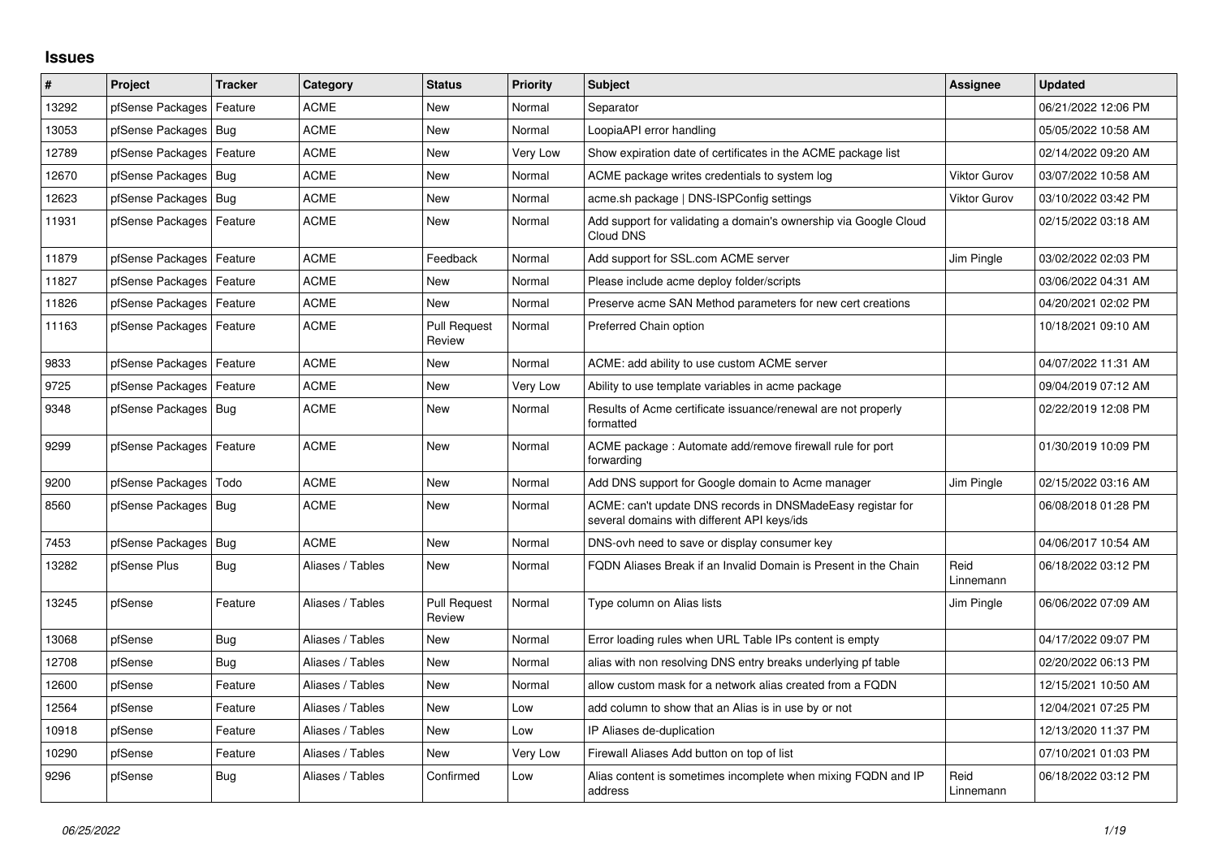## Issues

| # | Project | Tracker | Category | Status | Priority | Subject | Assignee | Updated |
|---|---|---|---|---|---|---|---|---|
| 13292 | pfSense Packages | Feature | ACME | New | Normal | Separator | | 06/21/2022 12:06 PM |
| 13053 | pfSense Packages | Bug | ACME | New | Normal | LoopiaAPI error handling | | 05/05/2022 10:58 AM |
| 12789 | pfSense Packages | Feature | ACME | New | Very Low | Show expiration date of certificates in the ACME package list | | 02/14/2022 09:20 AM |
| 12670 | pfSense Packages | Bug | ACME | New | Normal | ACME package writes credentials to system log | Viktor Gurov | 03/07/2022 10:58 AM |
| 12623 | pfSense Packages | Bug | ACME | New | Normal | acme.sh package \| DNS-ISPConfig settings | Viktor Gurov | 03/10/2022 03:42 PM |
| 11931 | pfSense Packages | Feature | ACME | New | Normal | Add support for validating a domain's ownership via Google Cloud Cloud DNS | | 02/15/2022 03:18 AM |
| 11879 | pfSense Packages | Feature | ACME | Feedback | Normal | Add support for SSL.com ACME server | Jim Pingle | 03/02/2022 02:03 PM |
| 11827 | pfSense Packages | Feature | ACME | New | Normal | Please include acme deploy folder/scripts | | 03/06/2022 04:31 AM |
| 11826 | pfSense Packages | Feature | ACME | New | Normal | Preserve acme SAN Method parameters for new cert creations | | 04/20/2021 02:02 PM |
| 11163 | pfSense Packages | Feature | ACME | Pull Request Review | Normal | Preferred Chain option | | 10/18/2021 09:10 AM |
| 9833 | pfSense Packages | Feature | ACME | New | Normal | ACME: add ability to use custom ACME server | | 04/07/2022 11:31 AM |
| 9725 | pfSense Packages | Feature | ACME | New | Very Low | Ability to use template variables in acme package | | 09/04/2019 07:12 AM |
| 9348 | pfSense Packages | Bug | ACME | New | Normal | Results of Acme certificate issuance/renewal are not properly formatted | | 02/22/2019 12:08 PM |
| 9299 | pfSense Packages | Feature | ACME | New | Normal | ACME package : Automate add/remove firewall rule for port forwarding | | 01/30/2019 10:09 PM |
| 9200 | pfSense Packages | Todo | ACME | New | Normal | Add DNS support for Google domain to Acme manager | Jim Pingle | 02/15/2022 03:16 AM |
| 8560 | pfSense Packages | Bug | ACME | New | Normal | ACME: can't update DNS records in DNSMadeEasy registar for several domains with different API keys/ids | | 06/08/2018 01:28 PM |
| 7453 | pfSense Packages | Bug | ACME | New | Normal | DNS-ovh need to save or display consumer key | | 04/06/2017 10:54 AM |
| 13282 | pfSense Plus | Bug | Aliases / Tables | New | Normal | FQDN Aliases Break if an Invalid Domain is Present in the Chain | Reid Linnemann | 06/18/2022 03:12 PM |
| 13245 | pfSense | Feature | Aliases / Tables | Pull Request Review | Normal | Type column on Alias lists | Jim Pingle | 06/06/2022 07:09 AM |
| 13068 | pfSense | Bug | Aliases / Tables | New | Normal | Error loading rules when URL Table IPs content is empty | | 04/17/2022 09:07 PM |
| 12708 | pfSense | Bug | Aliases / Tables | New | Normal | alias with non resolving DNS entry breaks underlying pf table | | 02/20/2022 06:13 PM |
| 12600 | pfSense | Feature | Aliases / Tables | New | Normal | allow custom mask for a network alias created from a FQDN | | 12/15/2021 10:50 AM |
| 12564 | pfSense | Feature | Aliases / Tables | New | Low | add column to show that an Alias is in use by or not | | 12/04/2021 07:25 PM |
| 10918 | pfSense | Feature | Aliases / Tables | New | Low | IP Aliases de-duplication | | 12/13/2020 11:37 PM |
| 10290 | pfSense | Feature | Aliases / Tables | New | Very Low | Firewall Aliases Add button on top of list | | 07/10/2021 01:03 PM |
| 9296 | pfSense | Bug | Aliases / Tables | Confirmed | Low | Alias content is sometimes incomplete when mixing FQDN and IP address | Reid Linnemann | 06/18/2022 03:12 PM |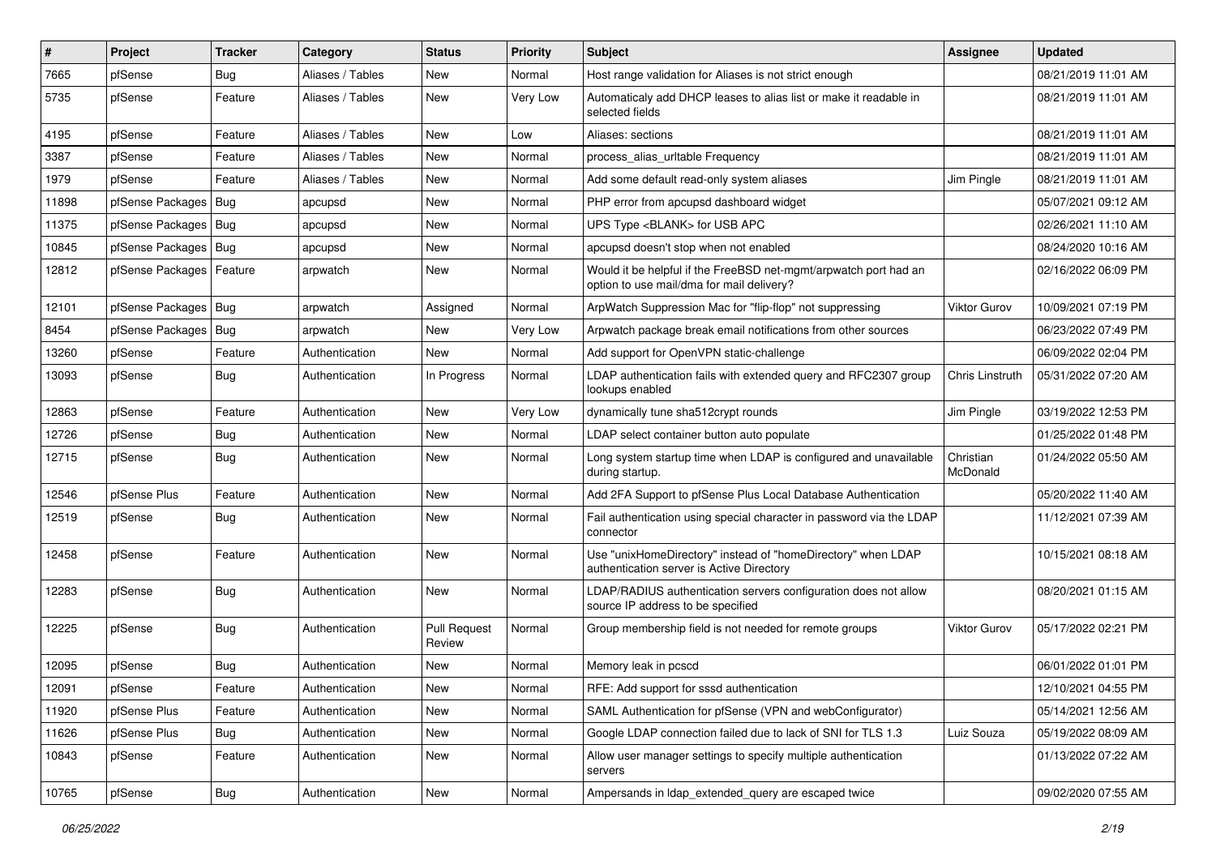| # | Project | Tracker | Category | Status | Priority | Subject | Assignee | Updated |
|---|---|---|---|---|---|---|---|---|
| 7665 | pfSense | Bug | Aliases / Tables | New | Normal | Host range validation for Aliases is not strict enough | | 08/21/2019 11:01 AM |
| 5735 | pfSense | Feature | Aliases / Tables | New | Very Low | Automaticaly add DHCP leases to alias list or make it readable in selected fields | | 08/21/2019 11:01 AM |
| 4195 | pfSense | Feature | Aliases / Tables | New | Low | Aliases: sections | | 08/21/2019 11:01 AM |
| 3387 | pfSense | Feature | Aliases / Tables | New | Normal | process_alias_urltable Frequency | | 08/21/2019 11:01 AM |
| 1979 | pfSense | Feature | Aliases / Tables | New | Normal | Add some default read-only system aliases | Jim Pingle | 08/21/2019 11:01 AM |
| 11898 | pfSense Packages | Bug | apcupsd | New | Normal | PHP error from apcupsd dashboard widget | | 05/07/2021 09:12 AM |
| 11375 | pfSense Packages | Bug | apcupsd | New | Normal | UPS Type <BLANK> for USB APC | | 02/26/2021 11:10 AM |
| 10845 | pfSense Packages | Bug | apcupsd | New | Normal | apcupsd doesn't stop when not enabled | | 08/24/2020 10:16 AM |
| 12812 | pfSense Packages | Feature | arpwatch | New | Normal | Would it be helpful if the FreeBSD net-mgmt/arpwatch port had an option to use mail/dma for mail delivery? | | 02/16/2022 06:09 PM |
| 12101 | pfSense Packages | Bug | arpwatch | Assigned | Normal | ArpWatch Suppression Mac for "flip-flop" not suppressing | Viktor Gurov | 10/09/2021 07:19 PM |
| 8454 | pfSense Packages | Bug | arpwatch | New | Very Low | Arpwatch package break email notifications from other sources | | 06/23/2022 07:49 PM |
| 13260 | pfSense | Feature | Authentication | New | Normal | Add support for OpenVPN static-challenge | | 06/09/2022 02:04 PM |
| 13093 | pfSense | Bug | Authentication | In Progress | Normal | LDAP authentication fails with extended query and RFC2307 group lookups enabled | Chris Linstruth | 05/31/2022 07:20 AM |
| 12863 | pfSense | Feature | Authentication | New | Very Low | dynamically tune sha512crypt rounds | Jim Pingle | 03/19/2022 12:53 PM |
| 12726 | pfSense | Bug | Authentication | New | Normal | LDAP select container button auto populate | | 01/25/2022 01:48 PM |
| 12715 | pfSense | Bug | Authentication | New | Normal | Long system startup time when LDAP is configured and unavailable during startup. | Christian McDonald | 01/24/2022 05:50 AM |
| 12546 | pfSense Plus | Feature | Authentication | New | Normal | Add 2FA Support to pfSense Plus Local Database Authentication | | 05/20/2022 11:40 AM |
| 12519 | pfSense | Bug | Authentication | New | Normal | Fail authentication using special character in password via the LDAP connector | | 11/12/2021 07:39 AM |
| 12458 | pfSense | Feature | Authentication | New | Normal | Use "unixHomeDirectory" instead of "homeDirectory" when LDAP authentication server is Active Directory | | 10/15/2021 08:18 AM |
| 12283 | pfSense | Bug | Authentication | New | Normal | LDAP/RADIUS authentication servers configuration does not allow source IP address to be specified | | 08/20/2021 01:15 AM |
| 12225 | pfSense | Bug | Authentication | Pull Request Review | Normal | Group membership field is not needed for remote groups | Viktor Gurov | 05/17/2022 02:21 PM |
| 12095 | pfSense | Bug | Authentication | New | Normal | Memory leak in pcscd | | 06/01/2022 01:01 PM |
| 12091 | pfSense | Feature | Authentication | New | Normal | RFE: Add support for sssd authentication | | 12/10/2021 04:55 PM |
| 11920 | pfSense Plus | Feature | Authentication | New | Normal | SAML Authentication for pfSense (VPN and webConfigurator) | | 05/14/2021 12:56 AM |
| 11626 | pfSense Plus | Bug | Authentication | New | Normal | Google LDAP connection failed due to lack of SNI for TLS 1.3 | Luiz Souza | 05/19/2022 08:09 AM |
| 10843 | pfSense | Feature | Authentication | New | Normal | Allow user manager settings to specify multiple authentication servers | | 01/13/2022 07:22 AM |
| 10765 | pfSense | Bug | Authentication | New | Normal | Ampersands in ldap_extended_query are escaped twice | | 09/02/2020 07:55 AM |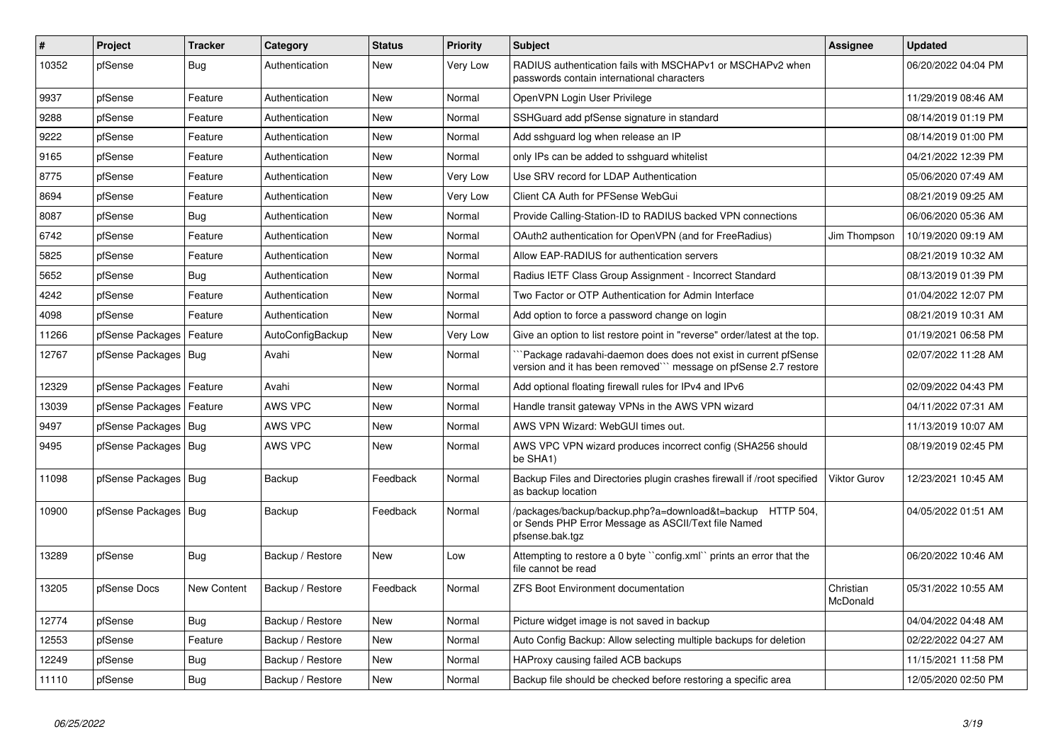| # | Project | Tracker | Category | Status | Priority | Subject | Assignee | Updated |
|---|---|---|---|---|---|---|---|---|
| 10352 | pfSense | Bug | Authentication | New | Very Low | RADIUS authentication fails with MSCHAPv1 or MSCHAPv2 when passwords contain international characters | | 06/20/2022 04:04 PM |
| 9937 | pfSense | Feature | Authentication | New | Normal | OpenVPN Login User Privilege | | 11/29/2019 08:46 AM |
| 9288 | pfSense | Feature | Authentication | New | Normal | SSHGuard add pfSense signature in standard | | 08/14/2019 01:19 PM |
| 9222 | pfSense | Feature | Authentication | New | Normal | Add sshguard log when release an IP | | 08/14/2019 01:00 PM |
| 9165 | pfSense | Feature | Authentication | New | Normal | only IPs can be added to sshguard whitelist | | 04/21/2022 12:39 PM |
| 8775 | pfSense | Feature | Authentication | New | Very Low | Use SRV record for LDAP Authentication | | 05/06/2020 07:49 AM |
| 8694 | pfSense | Feature | Authentication | New | Very Low | Client CA Auth for PFSense WebGui | | 08/21/2019 09:25 AM |
| 8087 | pfSense | Bug | Authentication | New | Normal | Provide Calling-Station-ID to RADIUS backed VPN connections | | 06/06/2020 05:36 AM |
| 6742 | pfSense | Feature | Authentication | New | Normal | OAuth2 authentication for OpenVPN (and for FreeRadius) | Jim Thompson | 10/19/2020 09:19 AM |
| 5825 | pfSense | Feature | Authentication | New | Normal | Allow EAP-RADIUS for authentication servers | | 08/21/2019 10:32 AM |
| 5652 | pfSense | Bug | Authentication | New | Normal | Radius IETF Class Group Assignment - Incorrect Standard | | 08/13/2019 01:39 PM |
| 4242 | pfSense | Feature | Authentication | New | Normal | Two Factor or OTP Authentication for Admin Interface | | 01/04/2022 12:07 PM |
| 4098 | pfSense | Feature | Authentication | New | Normal | Add option to force a password change on login | | 08/21/2019 10:31 AM |
| 11266 | pfSense Packages | Feature | AutoConfigBackup | New | Very Low | Give an option to list restore point in "reverse" order/latest at the top. | | 01/19/2021 06:58 PM |
| 12767 | pfSense Packages | Bug | Avahi | New | Normal | ```Package radavahi-daemon does does not exist in current pfSense version and it has been removed``` message on pfSense 2.7 restore | | 02/07/2022 11:28 AM |
| 12329 | pfSense Packages | Feature | Avahi | New | Normal | Add optional floating firewall rules for IPv4 and IPv6 | | 02/09/2022 04:43 PM |
| 13039 | pfSense Packages | Feature | AWS VPC | New | Normal | Handle transit gateway VPNs in the AWS VPN wizard | | 04/11/2022 07:31 AM |
| 9497 | pfSense Packages | Bug | AWS VPC | New | Normal | AWS VPN Wizard: WebGUI times out. | | 11/13/2019 10:07 AM |
| 9495 | pfSense Packages | Bug | AWS VPC | New | Normal | AWS VPC VPN wizard produces incorrect config (SHA256 should be SHA1) | | 08/19/2019 02:45 PM |
| 11098 | pfSense Packages | Bug | Backup | Feedback | Normal | Backup Files and Directories plugin crashes firewall if /root specified as backup location | Viktor Gurov | 12/23/2021 10:45 AM |
| 10900 | pfSense Packages | Bug | Backup | Feedback | Normal | /packages/backup/backup.php?a=download&t=backup HTTP 504, or Sends PHP Error Message as ASCII/Text file Named pfsense.bak.tgz | | 04/05/2022 01:51 AM |
| 13289 | pfSense | Bug | Backup / Restore | New | Low | Attempting to restore a 0 byte ``config.xml`` prints an error that the file cannot be read | | 06/20/2022 10:46 AM |
| 13205 | pfSense Docs | New Content | Backup / Restore | Feedback | Normal | ZFS Boot Environment documentation | Christian McDonald | 05/31/2022 10:55 AM |
| 12774 | pfSense | Bug | Backup / Restore | New | Normal | Picture widget image is not saved in backup | | 04/04/2022 04:48 AM |
| 12553 | pfSense | Feature | Backup / Restore | New | Normal | Auto Config Backup: Allow selecting multiple backups for deletion | | 02/22/2022 04:27 AM |
| 12249 | pfSense | Bug | Backup / Restore | New | Normal | HAProxy causing failed ACB backups | | 11/15/2021 11:58 PM |
| 11110 | pfSense | Bug | Backup / Restore | New | Normal | Backup file should be checked before restoring a specific area | | 12/05/2020 02:50 PM |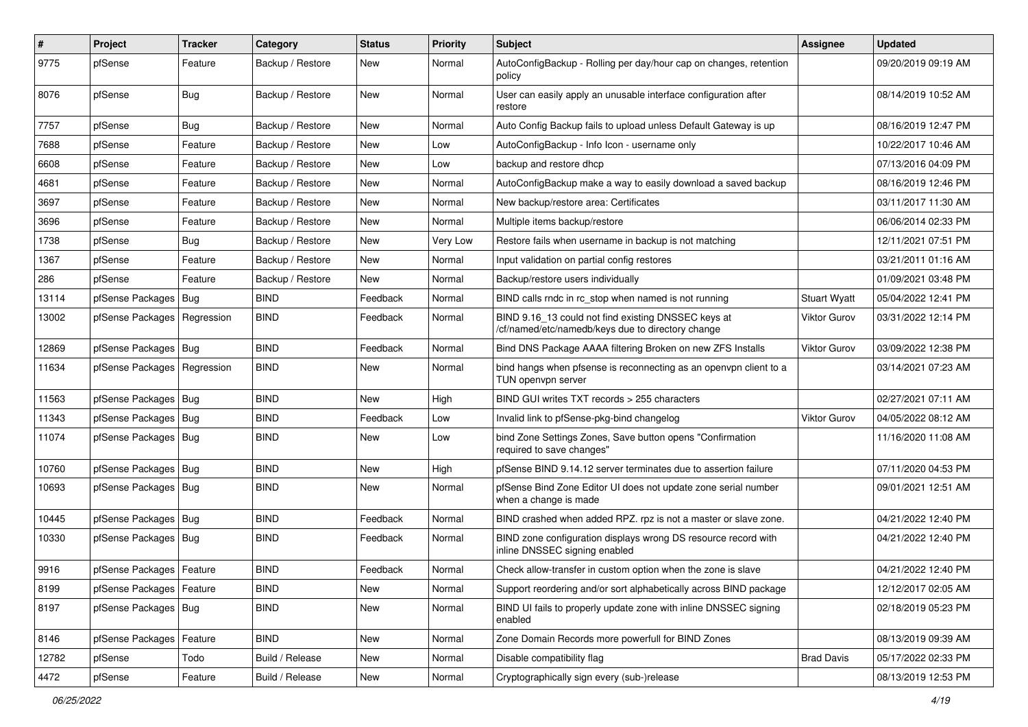| # | Project | Tracker | Category | Status | Priority | Subject | Assignee | Updated |
|---|---|---|---|---|---|---|---|---|
| 9775 | pfSense | Feature | Backup / Restore | New | Normal | AutoConfigBackup - Rolling per day/hour cap on changes, retention policy | | 09/20/2019 09:19 AM |
| 8076 | pfSense | Bug | Backup / Restore | New | Normal | User can easily apply an unusable interface configuration after restore | | 08/14/2019 10:52 AM |
| 7757 | pfSense | Bug | Backup / Restore | New | Normal | Auto Config Backup fails to upload unless Default Gateway is up | | 08/16/2019 12:47 PM |
| 7688 | pfSense | Feature | Backup / Restore | New | Low | AutoConfigBackup - Info Icon - username only | | 10/22/2017 10:46 AM |
| 6608 | pfSense | Feature | Backup / Restore | New | Low | backup and restore dhcp | | 07/13/2016 04:09 PM |
| 4681 | pfSense | Feature | Backup / Restore | New | Normal | AutoConfigBackup make a way to easily download a saved backup | | 08/16/2019 12:46 PM |
| 3697 | pfSense | Feature | Backup / Restore | New | Normal | New backup/restore area: Certificates | | 03/11/2017 11:30 AM |
| 3696 | pfSense | Feature | Backup / Restore | New | Normal | Multiple items backup/restore | | 06/06/2014 02:33 PM |
| 1738 | pfSense | Bug | Backup / Restore | New | Very Low | Restore fails when username in backup is not matching | | 12/11/2021 07:51 PM |
| 1367 | pfSense | Feature | Backup / Restore | New | Normal | Input validation on partial config restores | | 03/21/2011 01:16 AM |
| 286 | pfSense | Feature | Backup / Restore | New | Normal | Backup/restore users individually | | 01/09/2021 03:48 PM |
| 13114 | pfSense Packages | Bug | BIND | Feedback | Normal | BIND calls rndc in rc_stop when named is not running | Stuart Wyatt | 05/04/2022 12:41 PM |
| 13002 | pfSense Packages | Regression | BIND | Feedback | Normal | BIND 9.16_13 could not find existing DNSSEC keys at /cf/named/etc/namedb/keys due to directory change | Viktor Gurov | 03/31/2022 12:14 PM |
| 12869 | pfSense Packages | Bug | BIND | Feedback | Normal | Bind DNS Package AAAA filtering Broken on new ZFS Installs | Viktor Gurov | 03/09/2022 12:38 PM |
| 11634 | pfSense Packages | Regression | BIND | New | Normal | bind hangs when pfsense is reconnecting as an openvpn client to a TUN openvpn server | | 03/14/2021 07:23 AM |
| 11563 | pfSense Packages | Bug | BIND | New | High | BIND GUI writes TXT records > 255 characters | | 02/27/2021 07:11 AM |
| 11343 | pfSense Packages | Bug | BIND | Feedback | Low | Invalid link to pfSense-pkg-bind changelog | Viktor Gurov | 04/05/2022 08:12 AM |
| 11074 | pfSense Packages | Bug | BIND | New | Low | bind Zone Settings Zones, Save button opens "Confirmation required to save changes" | | 11/16/2020 11:08 AM |
| 10760 | pfSense Packages | Bug | BIND | New | High | pfSense BIND 9.14.12 server terminates due to assertion failure | | 07/11/2020 04:53 PM |
| 10693 | pfSense Packages | Bug | BIND | New | Normal | pfSense Bind Zone Editor UI does not update zone serial number when a change is made | | 09/01/2021 12:51 AM |
| 10445 | pfSense Packages | Bug | BIND | Feedback | Normal | BIND crashed when added RPZ. rpz is not a master or slave zone. | | 04/21/2022 12:40 PM |
| 10330 | pfSense Packages | Bug | BIND | Feedback | Normal | BIND zone configuration displays wrong DS resource record with inline DNSSEC signing enabled | | 04/21/2022 12:40 PM |
| 9916 | pfSense Packages | Feature | BIND | Feedback | Normal | Check allow-transfer in custom option when the zone is slave | | 04/21/2022 12:40 PM |
| 8199 | pfSense Packages | Feature | BIND | New | Normal | Support reordering and/or sort alphabetically across BIND package | | 12/12/2017 02:05 AM |
| 8197 | pfSense Packages | Bug | BIND | New | Normal | BIND UI fails to properly update zone with inline DNSSEC signing enabled | | 02/18/2019 05:23 PM |
| 8146 | pfSense Packages | Feature | BIND | New | Normal | Zone Domain Records more powerfull for BIND Zones | | 08/13/2019 09:39 AM |
| 12782 | pfSense | Todo | Build / Release | New | Normal | Disable compatibility flag | Brad Davis | 05/17/2022 02:33 PM |
| 4472 | pfSense | Feature | Build / Release | New | Normal | Cryptographically sign every (sub-)release | | 08/13/2019 12:53 PM |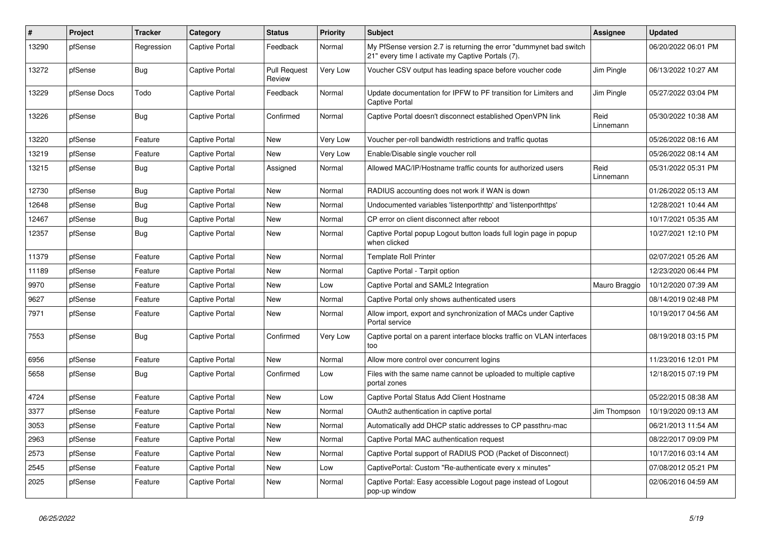| # | Project | Tracker | Category | Status | Priority | Subject | Assignee | Updated |
|---|---|---|---|---|---|---|---|---|
| 13290 | pfSense | Regression | Captive Portal | Feedback | Normal | My PfSense version 2.7 is returning the error "dummynet bad switch 21" every time I activate my Captive Portals (7). | | 06/20/2022 06:01 PM |
| 13272 | pfSense | Bug | Captive Portal | Pull Request Review | Very Low | Voucher CSV output has leading space before voucher code | Jim Pingle | 06/13/2022 10:27 AM |
| 13229 | pfSense Docs | Todo | Captive Portal | Feedback | Normal | Update documentation for IPFW to PF transition for Limiters and Captive Portal | Jim Pingle | 05/27/2022 03:04 PM |
| 13226 | pfSense | Bug | Captive Portal | Confirmed | Normal | Captive Portal doesn't disconnect established OpenVPN link | Reid Linnemann | 05/30/2022 10:38 AM |
| 13220 | pfSense | Feature | Captive Portal | New | Very Low | Voucher per-roll bandwidth restrictions and traffic quotas | | 05/26/2022 08:16 AM |
| 13219 | pfSense | Feature | Captive Portal | New | Very Low | Enable/Disable single voucher roll | | 05/26/2022 08:14 AM |
| 13215 | pfSense | Bug | Captive Portal | Assigned | Normal | Allowed MAC/IP/Hostname traffic counts for authorized users | Reid Linnemann | 05/31/2022 05:31 PM |
| 12730 | pfSense | Bug | Captive Portal | New | Normal | RADIUS accounting does not work if WAN is down | | 01/26/2022 05:13 AM |
| 12648 | pfSense | Bug | Captive Portal | New | Normal | Undocumented variables 'listenporthttp' and 'listenporthttps' | | 12/28/2021 10:44 AM |
| 12467 | pfSense | Bug | Captive Portal | New | Normal | CP error on client disconnect after reboot | | 10/17/2021 05:35 AM |
| 12357 | pfSense | Bug | Captive Portal | New | Normal | Captive Portal popup Logout button loads full login page in popup when clicked | | 10/27/2021 12:10 PM |
| 11379 | pfSense | Feature | Captive Portal | New | Normal | Template Roll Printer | | 02/07/2021 05:26 AM |
| 11189 | pfSense | Feature | Captive Portal | New | Normal | Captive Portal - Tarpit option | | 12/23/2020 06:44 PM |
| 9970 | pfSense | Feature | Captive Portal | New | Low | Captive Portal and SAML2 Integration | Mauro Braggio | 10/12/2020 07:39 AM |
| 9627 | pfSense | Feature | Captive Portal | New | Normal | Captive Portal only shows authenticated users | | 08/14/2019 02:48 PM |
| 7971 | pfSense | Feature | Captive Portal | New | Normal | Allow import, export and synchronization of MACs under Captive Portal service | | 10/19/2017 04:56 AM |
| 7553 | pfSense | Bug | Captive Portal | Confirmed | Very Low | Captive portal on a parent interface blocks traffic on VLAN interfaces too | | 08/19/2018 03:15 PM |
| 6956 | pfSense | Feature | Captive Portal | New | Normal | Allow more control over concurrent logins | | 11/23/2016 12:01 PM |
| 5658 | pfSense | Bug | Captive Portal | Confirmed | Low | Files with the same name cannot be uploaded to multiple captive portal zones | | 12/18/2015 07:19 PM |
| 4724 | pfSense | Feature | Captive Portal | New | Low | Captive Portal Status Add Client Hostname | | 05/22/2015 08:38 AM |
| 3377 | pfSense | Feature | Captive Portal | New | Normal | OAuth2 authentication in captive portal | Jim Thompson | 10/19/2020 09:13 AM |
| 3053 | pfSense | Feature | Captive Portal | New | Normal | Automatically add DHCP static addresses to CP passthru-mac | | 06/21/2013 11:54 AM |
| 2963 | pfSense | Feature | Captive Portal | New | Normal | Captive Portal MAC authentication request | | 08/22/2017 09:09 PM |
| 2573 | pfSense | Feature | Captive Portal | New | Normal | Captive Portal support of RADIUS POD (Packet of Disconnect) | | 10/17/2016 03:14 AM |
| 2545 | pfSense | Feature | Captive Portal | New | Low | CaptivePortal: Custom "Re-authenticate every x minutes" | | 07/08/2012 05:21 PM |
| 2025 | pfSense | Feature | Captive Portal | New | Normal | Captive Portal: Easy accessible Logout page instead of Logout pop-up window | | 02/06/2016 04:59 AM |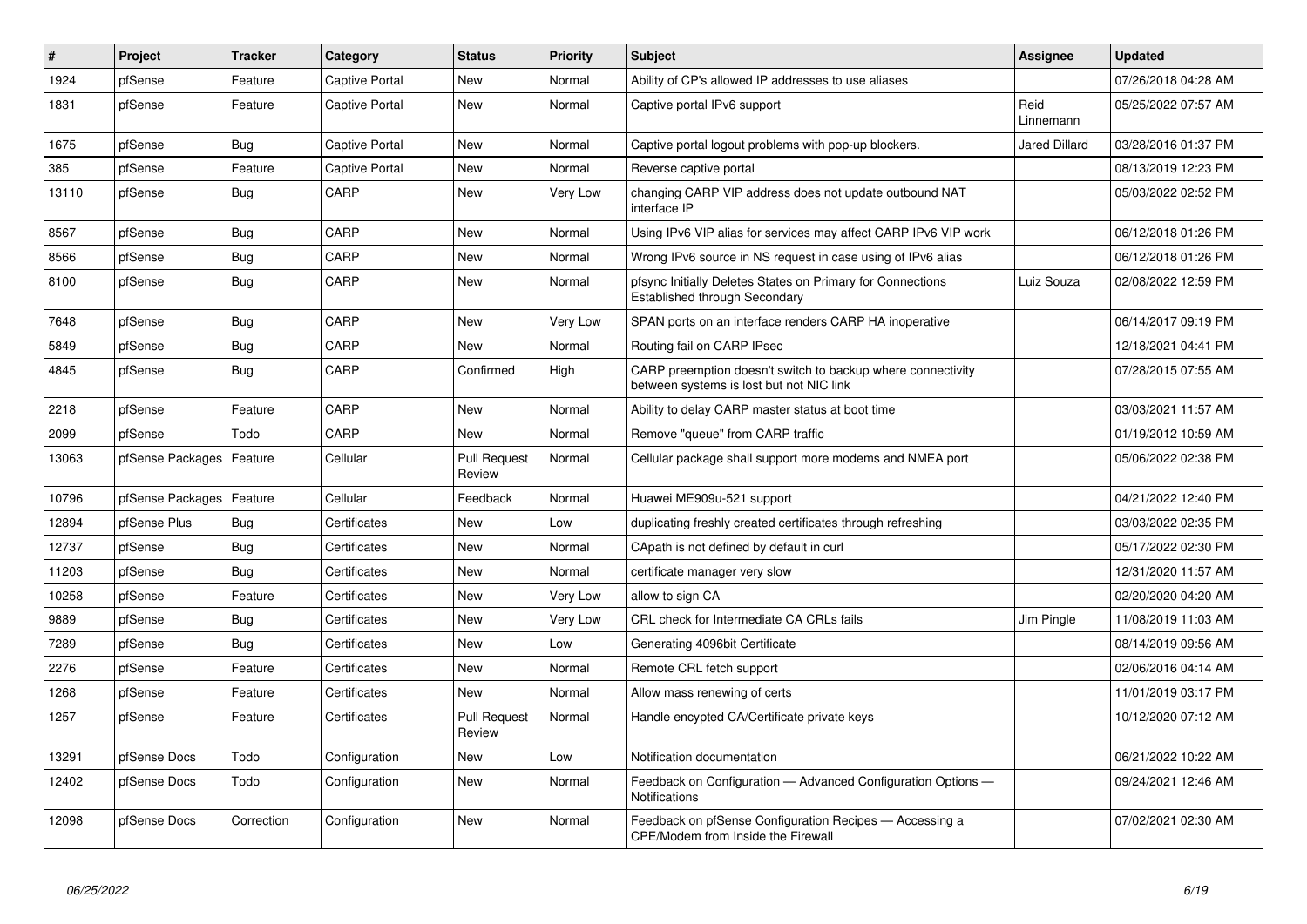| # | Project | Tracker | Category | Status | Priority | Subject | Assignee | Updated |
|---|---|---|---|---|---|---|---|---|
| 1924 | pfSense | Feature | Captive Portal | New | Normal | Ability of CP's allowed IP addresses to use aliases | | 07/26/2018 04:28 AM |
| 1831 | pfSense | Feature | Captive Portal | New | Normal | Captive portal IPv6 support | Reid Linnemann | 05/25/2022 07:57 AM |
| 1675 | pfSense | Bug | Captive Portal | New | Normal | Captive portal logout problems with pop-up blockers. | Jared Dillard | 03/28/2016 01:37 PM |
| 385 | pfSense | Feature | Captive Portal | New | Normal | Reverse captive portal | | 08/13/2019 12:23 PM |
| 13110 | pfSense | Bug | CARP | New | Very Low | changing CARP VIP address does not update outbound NAT interface IP | | 05/03/2022 02:52 PM |
| 8567 | pfSense | Bug | CARP | New | Normal | Using IPv6 VIP alias for services may affect CARP IPv6 VIP work | | 06/12/2018 01:26 PM |
| 8566 | pfSense | Bug | CARP | New | Normal | Wrong IPv6 source in NS request in case using of IPv6 alias | | 06/12/2018 01:26 PM |
| 8100 | pfSense | Bug | CARP | New | Normal | pfsync Initially Deletes States on Primary for Connections Established through Secondary | Luiz Souza | 02/08/2022 12:59 PM |
| 7648 | pfSense | Bug | CARP | New | Very Low | SPAN ports on an interface renders CARP HA inoperative | | 06/14/2017 09:19 PM |
| 5849 | pfSense | Bug | CARP | New | Normal | Routing fail on CARP IPsec | | 12/18/2021 04:41 PM |
| 4845 | pfSense | Bug | CARP | Confirmed | High | CARP preemption doesn't switch to backup where connectivity between systems is lost but not NIC link | | 07/28/2015 07:55 AM |
| 2218 | pfSense | Feature | CARP | New | Normal | Ability to delay CARP master status at boot time | | 03/03/2021 11:57 AM |
| 2099 | pfSense | Todo | CARP | New | Normal | Remove "queue" from CARP traffic | | 01/19/2012 10:59 AM |
| 13063 | pfSense Packages | Feature | Cellular | Pull Request Review | Normal | Cellular package shall support more modems and NMEA port | | 05/06/2022 02:38 PM |
| 10796 | pfSense Packages | Feature | Cellular | Feedback | Normal | Huawei ME909u-521 support | | 04/21/2022 12:40 PM |
| 12894 | pfSense Plus | Bug | Certificates | New | Low | duplicating freshly created certificates through refreshing | | 03/03/2022 02:35 PM |
| 12737 | pfSense | Bug | Certificates | New | Normal | CApath is not defined by default in curl | | 05/17/2022 02:30 PM |
| 11203 | pfSense | Bug | Certificates | New | Normal | certificate manager very slow | | 12/31/2020 11:57 AM |
| 10258 | pfSense | Feature | Certificates | New | Very Low | allow to sign CA | | 02/20/2020 04:20 AM |
| 9889 | pfSense | Bug | Certificates | New | Very Low | CRL check for Intermediate CA CRLs fails | Jim Pingle | 11/08/2019 11:03 AM |
| 7289 | pfSense | Bug | Certificates | New | Low | Generating 4096bit Certificate | | 08/14/2019 09:56 AM |
| 2276 | pfSense | Feature | Certificates | New | Normal | Remote CRL fetch support | | 02/06/2016 04:14 AM |
| 1268 | pfSense | Feature | Certificates | New | Normal | Allow mass renewing of certs | | 11/01/2019 03:17 PM |
| 1257 | pfSense | Feature | Certificates | Pull Request Review | Normal | Handle encypted CA/Certificate private keys | | 10/12/2020 07:12 AM |
| 13291 | pfSense Docs | Todo | Configuration | New | Low | Notification documentation | | 06/21/2022 10:22 AM |
| 12402 | pfSense Docs | Todo | Configuration | New | Normal | Feedback on Configuration — Advanced Configuration Options — Notifications | | 09/24/2021 12:46 AM |
| 12098 | pfSense Docs | Correction | Configuration | New | Normal | Feedback on pfSense Configuration Recipes — Accessing a CPE/Modem from Inside the Firewall | | 07/02/2021 02:30 AM |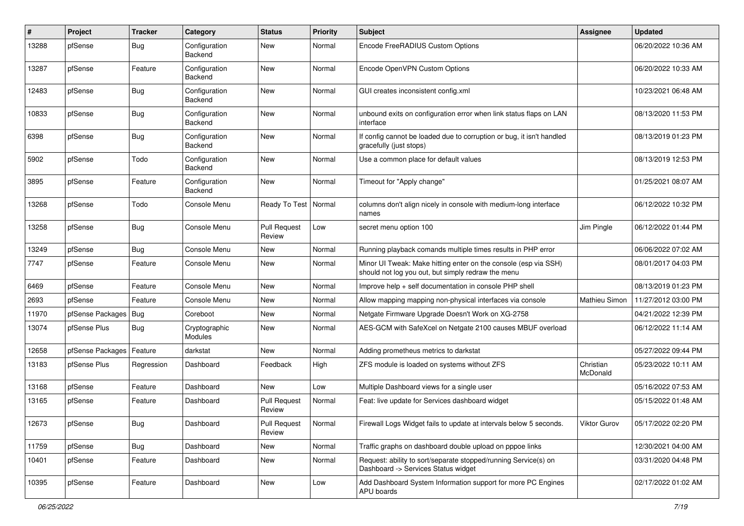| # | Project | Tracker | Category | Status | Priority | Subject | Assignee | Updated |
|---|---|---|---|---|---|---|---|---|
| 13288 | pfSense | Bug | Configuration Backend | New | Normal | Encode FreeRADIUS Custom Options | | 06/20/2022 10:36 AM |
| 13287 | pfSense | Feature | Configuration Backend | New | Normal | Encode OpenVPN Custom Options | | 06/20/2022 10:33 AM |
| 12483 | pfSense | Bug | Configuration Backend | New | Normal | GUI creates inconsistent config.xml | | 10/23/2021 06:48 AM |
| 10833 | pfSense | Bug | Configuration Backend | New | Normal | unbound exits on configuration error when link status flaps on LAN interface | | 08/13/2020 11:53 PM |
| 6398 | pfSense | Bug | Configuration Backend | New | Normal | If config cannot be loaded due to corruption or bug, it isn't handled gracefully (just stops) | | 08/13/2019 01:23 PM |
| 5902 | pfSense | Todo | Configuration Backend | New | Normal | Use a common place for default values | | 08/13/2019 12:53 PM |
| 3895 | pfSense | Feature | Configuration Backend | New | Normal | Timeout for "Apply change" | | 01/25/2021 08:07 AM |
| 13268 | pfSense | Todo | Console Menu | Ready To Test | Normal | columns don't align nicely in console with medium-long interface names | | 06/12/2022 10:32 PM |
| 13258 | pfSense | Bug | Console Menu | Pull Request Review | Low | secret menu option 100 | Jim Pingle | 06/12/2022 01:44 PM |
| 13249 | pfSense | Bug | Console Menu | New | Normal | Running playback comands multiple times results in PHP error | | 06/06/2022 07:02 AM |
| 7747 | pfSense | Feature | Console Menu | New | Normal | Minor UI Tweak: Make hitting enter on the console (esp via SSH) should not log you out, but simply redraw the menu | | 08/01/2017 04:03 PM |
| 6469 | pfSense | Feature | Console Menu | New | Normal | Improve help + self documentation in console PHP shell | | 08/13/2019 01:23 PM |
| 2693 | pfSense | Feature | Console Menu | New | Normal | Allow mapping mapping non-physical interfaces via console | Mathieu Simon | 11/27/2012 03:00 PM |
| 11970 | pfSense Packages | Bug | Coreboot | New | Normal | Netgate Firmware Upgrade Doesn't Work on XG-2758 | | 04/21/2022 12:39 PM |
| 13074 | pfSense Plus | Bug | Cryptographic Modules | New | Normal | AES-GCM with SafeXcel on Netgate 2100 causes MBUF overload | | 06/12/2022 11:14 AM |
| 12658 | pfSense Packages | Feature | darkstat | New | Normal | Adding prometheus metrics to darkstat | | 05/27/2022 09:44 PM |
| 13183 | pfSense Plus | Regression | Dashboard | Feedback | High | ZFS module is loaded on systems without ZFS | Christian McDonald | 05/23/2022 10:11 AM |
| 13168 | pfSense | Feature | Dashboard | New | Low | Multiple Dashboard views for a single user | | 05/16/2022 07:53 AM |
| 13165 | pfSense | Feature | Dashboard | Pull Request Review | Normal | Feat: live update for Services dashboard widget | | 05/15/2022 01:48 AM |
| 12673 | pfSense | Bug | Dashboard | Pull Request Review | Normal | Firewall Logs Widget fails to update at intervals below 5 seconds. | Viktor Gurov | 05/17/2022 02:20 PM |
| 11759 | pfSense | Bug | Dashboard | New | Normal | Traffic graphs on dashboard double upload on pppoe links | | 12/30/2021 04:00 AM |
| 10401 | pfSense | Feature | Dashboard | New | Normal | Request: ability to sort/separate stopped/running Service(s) on Dashboard -> Services Status widget | | 03/31/2020 04:48 PM |
| 10395 | pfSense | Feature | Dashboard | New | Low | Add Dashboard System Information support for more PC Engines APU boards | | 02/17/2022 01:02 AM |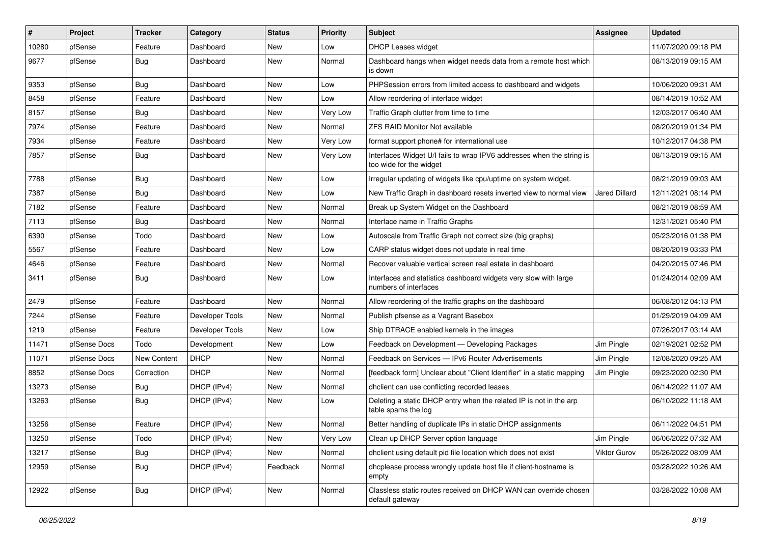| # | Project | Tracker | Category | Status | Priority | Subject | Assignee | Updated |
|---|---|---|---|---|---|---|---|---|
| 10280 | pfSense | Feature | Dashboard | New | Low | DHCP Leases widget | | 11/07/2020 09:18 PM |
| 9677 | pfSense | Bug | Dashboard | New | Normal | Dashboard hangs when widget needs data from a remote host which is down | | 08/13/2019 09:15 AM |
| 9353 | pfSense | Bug | Dashboard | New | Low | PHPSession errors from limited access to dashboard and widgets | | 10/06/2020 09:31 AM |
| 8458 | pfSense | Feature | Dashboard | New | Low | Allow reordering of interface widget | | 08/14/2019 10:52 AM |
| 8157 | pfSense | Bug | Dashboard | New | Very Low | Traffic Graph clutter from time to time | | 12/03/2017 06:40 AM |
| 7974 | pfSense | Feature | Dashboard | New | Normal | ZFS RAID Monitor Not available | | 08/20/2019 01:34 PM |
| 7934 | pfSense | Feature | Dashboard | New | Very Low | format support phone# for international use | | 10/12/2017 04:38 PM |
| 7857 | pfSense | Bug | Dashboard | New | Very Low | Interfaces Widget U/I fails to wrap IPV6 addresses when the string is too wide for the widget | | 08/13/2019 09:15 AM |
| 7788 | pfSense | Bug | Dashboard | New | Low | Irregular updating of widgets like cpu/uptime on system widget. | | 08/21/2019 09:03 AM |
| 7387 | pfSense | Bug | Dashboard | New | Low | New Traffic Graph in dashboard resets inverted view to normal view | Jared Dillard | 12/11/2021 08:14 PM |
| 7182 | pfSense | Feature | Dashboard | New | Normal | Break up System Widget on the Dashboard | | 08/21/2019 08:59 AM |
| 7113 | pfSense | Bug | Dashboard | New | Normal | Interface name in Traffic Graphs | | 12/31/2021 05:40 PM |
| 6390 | pfSense | Todo | Dashboard | New | Low | Autoscale from Traffic Graph not correct size (big graphs) | | 05/23/2016 01:38 PM |
| 5567 | pfSense | Feature | Dashboard | New | Low | CARP status widget does not update in real time | | 08/20/2019 03:33 PM |
| 4646 | pfSense | Feature | Dashboard | New | Normal | Recover valuable vertical screen real estate in dashboard | | 04/20/2015 07:46 PM |
| 3411 | pfSense | Bug | Dashboard | New | Low | Interfaces and statistics dashboard widgets very slow with large numbers of interfaces | | 01/24/2014 02:09 AM |
| 2479 | pfSense | Feature | Dashboard | New | Normal | Allow reordering of the traffic graphs on the dashboard | | 06/08/2012 04:13 PM |
| 7244 | pfSense | Feature | Developer Tools | New | Normal | Publish pfsense as a Vagrant Basebox | | 01/29/2019 04:09 AM |
| 1219 | pfSense | Feature | Developer Tools | New | Low | Ship DTRACE enabled kernels in the images | | 07/26/2017 03:14 AM |
| 11471 | pfSense Docs | Todo | Development | New | Low | Feedback on Development — Developing Packages | Jim Pingle | 02/19/2021 02:52 PM |
| 11071 | pfSense Docs | New Content | DHCP | New | Normal | Feedback on Services — IPv6 Router Advertisements | Jim Pingle | 12/08/2020 09:25 AM |
| 8852 | pfSense Docs | Correction | DHCP | New | Normal | [feedback form] Unclear about "Client Identifier" in a static mapping | Jim Pingle | 09/23/2020 02:30 PM |
| 13273 | pfSense | Bug | DHCP (IPv4) | New | Normal | dhclient can use conflicting recorded leases | | 06/14/2022 11:07 AM |
| 13263 | pfSense | Bug | DHCP (IPv4) | New | Low | Deleting a static DHCP entry when the related IP is not in the arp table spams the log | | 06/10/2022 11:18 AM |
| 13256 | pfSense | Feature | DHCP (IPv4) | New | Normal | Better handling of duplicate IPs in static DHCP assignments | | 06/11/2022 04:51 PM |
| 13250 | pfSense | Todo | DHCP (IPv4) | New | Very Low | Clean up DHCP Server option language | Jim Pingle | 06/06/2022 07:32 AM |
| 13217 | pfSense | Bug | DHCP (IPv4) | New | Normal | dhclient using default pid file location which does not exist | Viktor Gurov | 05/26/2022 08:09 AM |
| 12959 | pfSense | Bug | DHCP (IPv4) | Feedback | Normal | dhcplease process wrongly update host file if client-hostname is empty | | 03/28/2022 10:26 AM |
| 12922 | pfSense | Bug | DHCP (IPv4) | New | Normal | Classless static routes received on DHCP WAN can override chosen default gateway | | 03/28/2022 10:08 AM |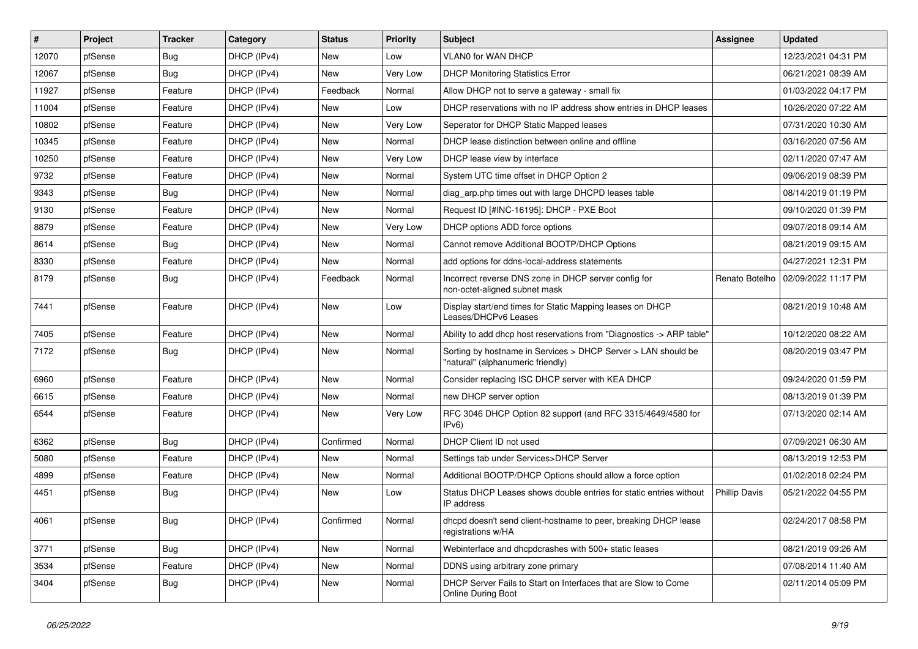| # | Project | Tracker | Category | Status | Priority | Subject | Assignee | Updated |
|---|---|---|---|---|---|---|---|---|
| 12070 | pfSense | Bug | DHCP (IPv4) | New | Low | VLAN0 for WAN DHCP | | 12/23/2021 04:31 PM |
| 12067 | pfSense | Bug | DHCP (IPv4) | New | Very Low | DHCP Monitoring Statistics Error | | 06/21/2021 08:39 AM |
| 11927 | pfSense | Feature | DHCP (IPv4) | Feedback | Normal | Allow DHCP not to serve a gateway - small fix | | 01/03/2022 04:17 PM |
| 11004 | pfSense | Feature | DHCP (IPv4) | New | Low | DHCP reservations with no IP address show entries in DHCP leases | | 10/26/2020 07:22 AM |
| 10802 | pfSense | Feature | DHCP (IPv4) | New | Very Low | Seperator for DHCP Static Mapped leases | | 07/31/2020 10:30 AM |
| 10345 | pfSense | Feature | DHCP (IPv4) | New | Normal | DHCP lease distinction between online and offline | | 03/16/2020 07:56 AM |
| 10250 | pfSense | Feature | DHCP (IPv4) | New | Very Low | DHCP lease view by interface | | 02/11/2020 07:47 AM |
| 9732 | pfSense | Feature | DHCP (IPv4) | New | Normal | System UTC time offset in DHCP Option 2 | | 09/06/2019 08:39 PM |
| 9343 | pfSense | Bug | DHCP (IPv4) | New | Normal | diag_arp.php times out with large DHCPD leases table | | 08/14/2019 01:19 PM |
| 9130 | pfSense | Feature | DHCP (IPv4) | New | Normal | Request ID [#INC-16195]: DHCP - PXE Boot | | 09/10/2020 01:39 PM |
| 8879 | pfSense | Feature | DHCP (IPv4) | New | Very Low | DHCP options ADD force options | | 09/07/2018 09:14 AM |
| 8614 | pfSense | Bug | DHCP (IPv4) | New | Normal | Cannot remove Additional BOOTP/DHCP Options | | 08/21/2019 09:15 AM |
| 8330 | pfSense | Feature | DHCP (IPv4) | New | Normal | add options for ddns-local-address statements | | 04/27/2021 12:31 PM |
| 8179 | pfSense | Bug | DHCP (IPv4) | Feedback | Normal | Incorrect reverse DNS zone in DHCP server config for non-octet-aligned subnet mask | Renato Botelho | 02/09/2022 11:17 PM |
| 7441 | pfSense | Feature | DHCP (IPv4) | New | Low | Display start/end times for Static Mapping leases on DHCP Leases/DHCPv6 Leases | | 08/21/2019 10:48 AM |
| 7405 | pfSense | Feature | DHCP (IPv4) | New | Normal | Ability to add dhcp host reservations from "Diagnostics -> ARP table" | | 10/12/2020 08:22 AM |
| 7172 | pfSense | Bug | DHCP (IPv4) | New | Normal | Sorting by hostname in Services > DHCP Server > LAN should be "natural" (alphanumeric friendly) | | 08/20/2019 03:47 PM |
| 6960 | pfSense | Feature | DHCP (IPv4) | New | Normal | Consider replacing ISC DHCP server with KEA DHCP | | 09/24/2020 01:59 PM |
| 6615 | pfSense | Feature | DHCP (IPv4) | New | Normal | new DHCP server option | | 08/13/2019 01:39 PM |
| 6544 | pfSense | Feature | DHCP (IPv4) | New | Very Low | RFC 3046 DHCP Option 82 support (and RFC 3315/4649/4580 for IPv6) | | 07/13/2020 02:14 AM |
| 6362 | pfSense | Bug | DHCP (IPv4) | Confirmed | Normal | DHCP Client ID not used | | 07/09/2021 06:30 AM |
| 5080 | pfSense | Feature | DHCP (IPv4) | New | Normal | Settings tab under Services>DHCP Server | | 08/13/2019 12:53 PM |
| 4899 | pfSense | Feature | DHCP (IPv4) | New | Normal | Additional BOOTP/DHCP Options should allow a force option | | 01/02/2018 02:24 PM |
| 4451 | pfSense | Bug | DHCP (IPv4) | New | Low | Status DHCP Leases shows double entries for static entries without IP address | Phillip Davis | 05/21/2022 04:55 PM |
| 4061 | pfSense | Bug | DHCP (IPv4) | Confirmed | Normal | dhcpd doesn't send client-hostname to peer, breaking DHCP lease registrations w/HA | | 02/24/2017 08:58 PM |
| 3771 | pfSense | Bug | DHCP (IPv4) | New | Normal | Webinterface and dhcpdcrashes with 500+ static leases | | 08/21/2019 09:26 AM |
| 3534 | pfSense | Feature | DHCP (IPv4) | New | Normal | DDNS using arbitrary zone primary | | 07/08/2014 11:40 AM |
| 3404 | pfSense | Bug | DHCP (IPv4) | New | Normal | DHCP Server Fails to Start on Interfaces that are Slow to Come Online During Boot | | 02/11/2014 05:09 PM |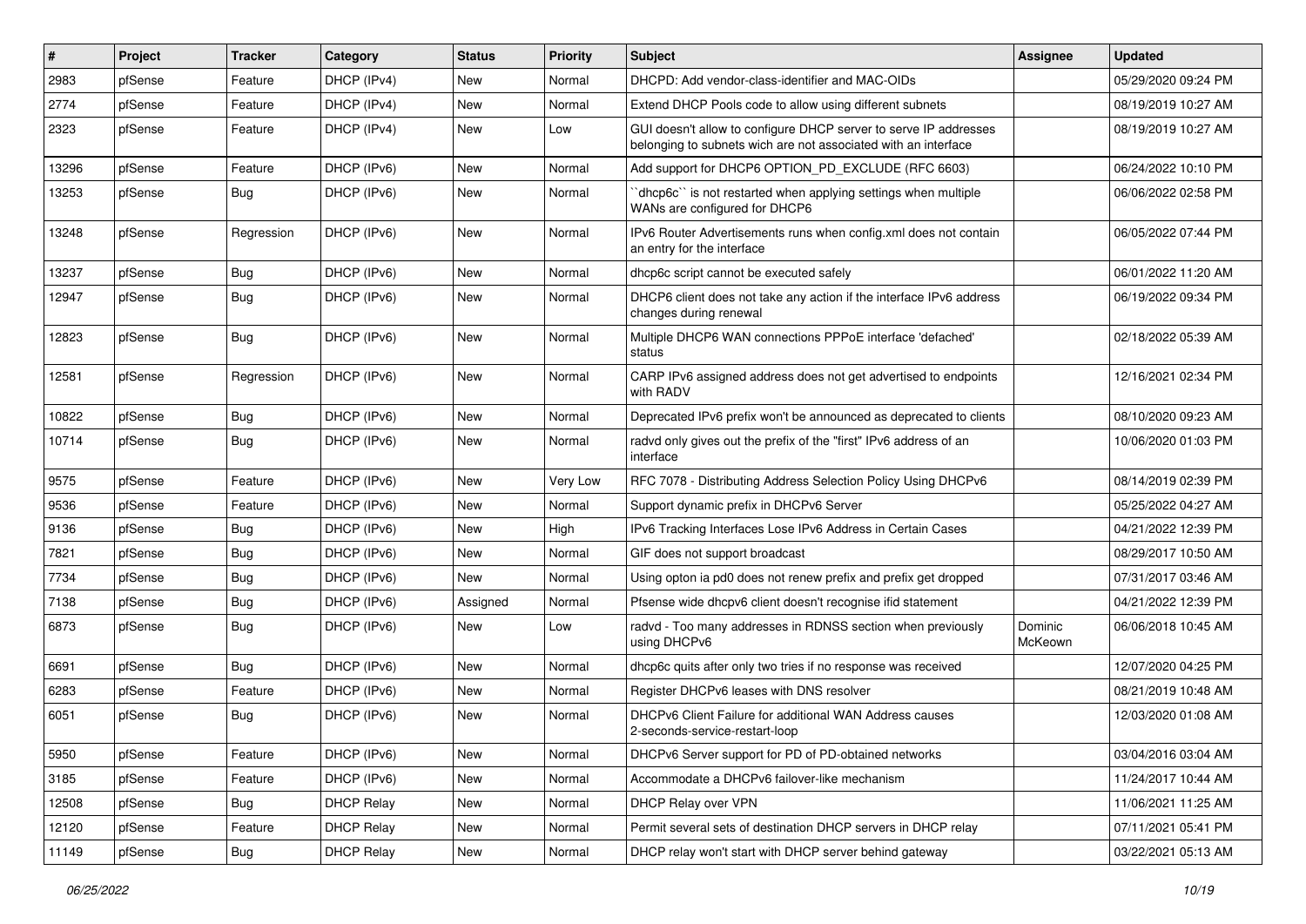| # | Project | Tracker | Category | Status | Priority | Subject | Assignee | Updated |
|---|---|---|---|---|---|---|---|---|
| 2983 | pfSense | Feature | DHCP (IPv4) | New | Normal | DHCPD: Add vendor-class-identifier and MAC-OIDs | | 05/29/2020 09:24 PM |
| 2774 | pfSense | Feature | DHCP (IPv4) | New | Normal | Extend DHCP Pools code to allow using different subnets | | 08/19/2019 10:27 AM |
| 2323 | pfSense | Feature | DHCP (IPv4) | New | Low | GUI doesn't allow to configure DHCP server to serve IP addresses belonging to subnets wich are not associated with an interface | | 08/19/2019 10:27 AM |
| 13296 | pfSense | Feature | DHCP (IPv6) | New | Normal | Add support for DHCP6 OPTION_PD_EXCLUDE (RFC 6603) | | 06/24/2022 10:10 PM |
| 13253 | pfSense | Bug | DHCP (IPv6) | New | Normal | ``dhcp6c`` is not restarted when applying settings when multiple WANs are configured for DHCP6 | | 06/06/2022 02:58 PM |
| 13248 | pfSense | Regression | DHCP (IPv6) | New | Normal | IPv6 Router Advertisements runs when config.xml does not contain an entry for the interface | | 06/05/2022 07:44 PM |
| 13237 | pfSense | Bug | DHCP (IPv6) | New | Normal | dhcp6c script cannot be executed safely | | 06/01/2022 11:20 AM |
| 12947 | pfSense | Bug | DHCP (IPv6) | New | Normal | DHCP6 client does not take any action if the interface IPv6 address changes during renewal | | 06/19/2022 09:34 PM |
| 12823 | pfSense | Bug | DHCP (IPv6) | New | Normal | Multiple DHCP6 WAN connections PPPoE interface 'defached' status | | 02/18/2022 05:39 AM |
| 12581 | pfSense | Regression | DHCP (IPv6) | New | Normal | CARP IPv6 assigned address does not get advertised to endpoints with RADV | | 12/16/2021 02:34 PM |
| 10822 | pfSense | Bug | DHCP (IPv6) | New | Normal | Deprecated IPv6 prefix won't be announced as deprecated to clients | | 08/10/2020 09:23 AM |
| 10714 | pfSense | Bug | DHCP (IPv6) | New | Normal | radvd only gives out the prefix of the "first" IPv6 address of an interface | | 10/06/2020 01:03 PM |
| 9575 | pfSense | Feature | DHCP (IPv6) | New | Very Low | RFC 7078 - Distributing Address Selection Policy Using DHCPv6 | | 08/14/2019 02:39 PM |
| 9536 | pfSense | Feature | DHCP (IPv6) | New | Normal | Support dynamic prefix in DHCPv6 Server | | 05/25/2022 04:27 AM |
| 9136 | pfSense | Bug | DHCP (IPv6) | New | High | IPv6 Tracking Interfaces Lose IPv6 Address in Certain Cases | | 04/21/2022 12:39 PM |
| 7821 | pfSense | Bug | DHCP (IPv6) | New | Normal | GIF does not support broadcast | | 08/29/2017 10:50 AM |
| 7734 | pfSense | Bug | DHCP (IPv6) | New | Normal | Using opton ia pd0 does not renew prefix and prefix get dropped | | 07/31/2017 03:46 AM |
| 7138 | pfSense | Bug | DHCP (IPv6) | Assigned | Normal | Pfsense wide dhcpv6 client doesn't recognise ifid statement | | 04/21/2022 12:39 PM |
| 6873 | pfSense | Bug | DHCP (IPv6) | New | Low | radvd - Too many addresses in RDNSS section when previously using DHCPv6 | Dominic McKeown | 06/06/2018 10:45 AM |
| 6691 | pfSense | Bug | DHCP (IPv6) | New | Normal | dhcp6c quits after only two tries if no response was received | | 12/07/2020 04:25 PM |
| 6283 | pfSense | Feature | DHCP (IPv6) | New | Normal | Register DHCPv6 leases with DNS resolver | | 08/21/2019 10:48 AM |
| 6051 | pfSense | Bug | DHCP (IPv6) | New | Normal | DHCPv6 Client Failure for additional WAN Address causes 2-seconds-service-restart-loop | | 12/03/2020 01:08 AM |
| 5950 | pfSense | Feature | DHCP (IPv6) | New | Normal | DHCPv6 Server support for PD of PD-obtained networks | | 03/04/2016 03:04 AM |
| 3185 | pfSense | Feature | DHCP (IPv6) | New | Normal | Accommodate a DHCPv6 failover-like mechanism | | 11/24/2017 10:44 AM |
| 12508 | pfSense | Bug | DHCP Relay | New | Normal | DHCP Relay over VPN | | 11/06/2021 11:25 AM |
| 12120 | pfSense | Feature | DHCP Relay | New | Normal | Permit several sets of destination DHCP servers in DHCP relay | | 07/11/2021 05:41 PM |
| 11149 | pfSense | Bug | DHCP Relay | New | Normal | DHCP relay won't start with DHCP server behind gateway | | 03/22/2021 05:13 AM |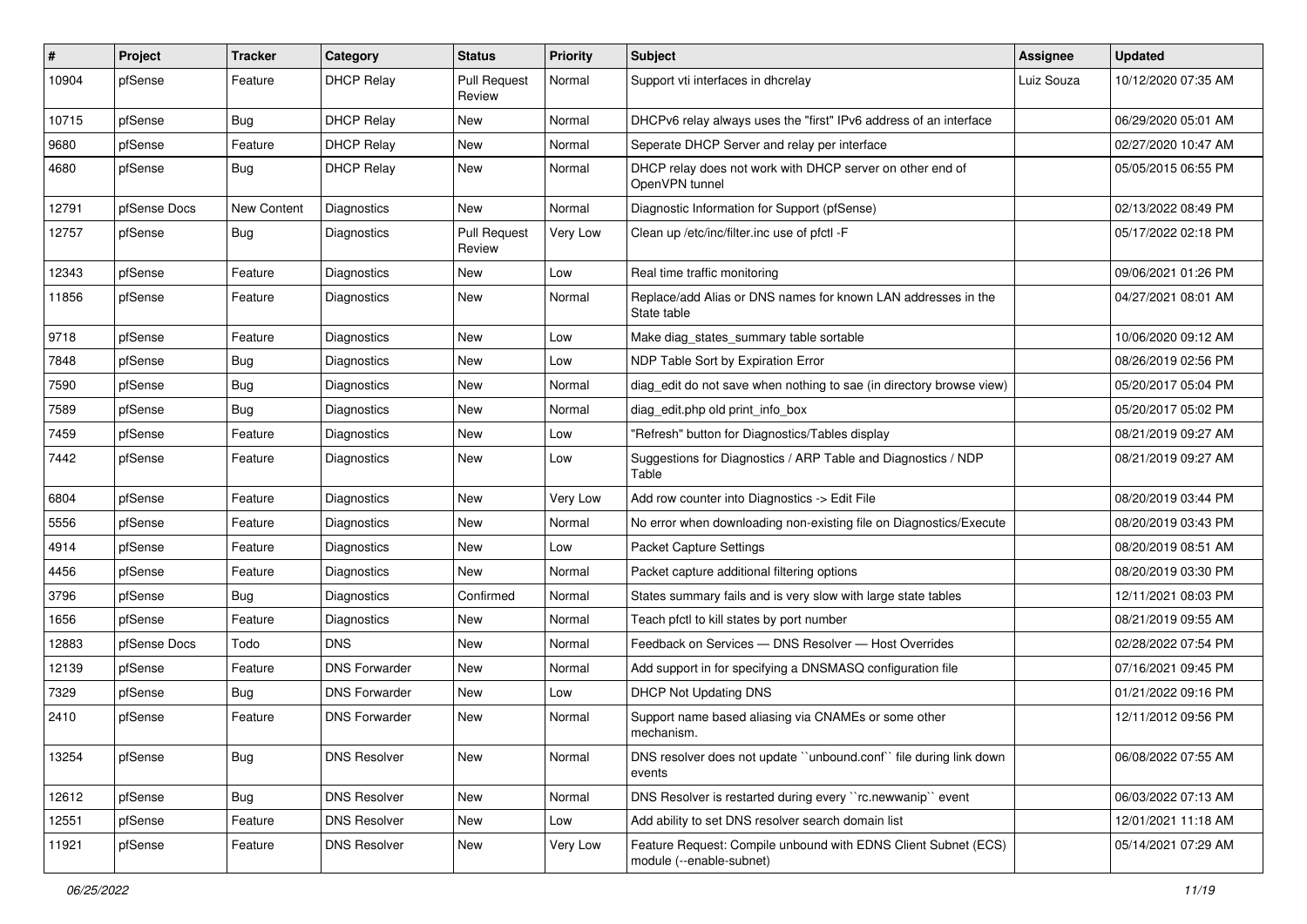| # | Project | Tracker | Category | Status | Priority | Subject | Assignee | Updated |
|---|---|---|---|---|---|---|---|---|
| 10904 | pfSense | Feature | DHCP Relay | Pull Request Review | Normal | Support vti interfaces in dhcrelay | Luiz Souza | 10/12/2020 07:35 AM |
| 10715 | pfSense | Bug | DHCP Relay | New | Normal | DHCPv6 relay always uses the "first" IPv6 address of an interface | | 06/29/2020 05:01 AM |
| 9680 | pfSense | Feature | DHCP Relay | New | Normal | Seperate DHCP Server and relay per interface | | 02/27/2020 10:47 AM |
| 4680 | pfSense | Bug | DHCP Relay | New | Normal | DHCP relay does not work with DHCP server on other end of OpenVPN tunnel | | 05/05/2015 06:55 PM |
| 12791 | pfSense Docs | New Content | Diagnostics | New | Normal | Diagnostic Information for Support (pfSense) | | 02/13/2022 08:49 PM |
| 12757 | pfSense | Bug | Diagnostics | Pull Request Review | Very Low | Clean up /etc/inc/filter.inc use of pfctl -F | | 05/17/2022 02:18 PM |
| 12343 | pfSense | Feature | Diagnostics | New | Low | Real time traffic monitoring | | 09/06/2021 01:26 PM |
| 11856 | pfSense | Feature | Diagnostics | New | Normal | Replace/add Alias or DNS names for known LAN addresses in the State table | | 04/27/2021 08:01 AM |
| 9718 | pfSense | Feature | Diagnostics | New | Low | Make diag_states_summary table sortable | | 10/06/2020 09:12 AM |
| 7848 | pfSense | Bug | Diagnostics | New | Low | NDP Table Sort by Expiration Error | | 08/26/2019 02:56 PM |
| 7590 | pfSense | Bug | Diagnostics | New | Normal | diag_edit do not save when nothing to sae (in directory browse view) | | 05/20/2017 05:04 PM |
| 7589 | pfSense | Bug | Diagnostics | New | Normal | diag_edit.php old print_info_box | | 05/20/2017 05:02 PM |
| 7459 | pfSense | Feature | Diagnostics | New | Low | "Refresh" button for Diagnostics/Tables display | | 08/21/2019 09:27 AM |
| 7442 | pfSense | Feature | Diagnostics | New | Low | Suggestions for Diagnostics / ARP Table and Diagnostics / NDP Table | | 08/21/2019 09:27 AM |
| 6804 | pfSense | Feature | Diagnostics | New | Very Low | Add row counter into Diagnostics -> Edit File | | 08/20/2019 03:44 PM |
| 5556 | pfSense | Feature | Diagnostics | New | Normal | No error when downloading non-existing file on Diagnostics/Execute | | 08/20/2019 03:43 PM |
| 4914 | pfSense | Feature | Diagnostics | New | Low | Packet Capture Settings | | 08/20/2019 08:51 AM |
| 4456 | pfSense | Feature | Diagnostics | New | Normal | Packet capture additional filtering options | | 08/20/2019 03:30 PM |
| 3796 | pfSense | Bug | Diagnostics | Confirmed | Normal | States summary fails and is very slow with large state tables | | 12/11/2021 08:03 PM |
| 1656 | pfSense | Feature | Diagnostics | New | Normal | Teach pfctl to kill states by port number | | 08/21/2019 09:55 AM |
| 12883 | pfSense Docs | Todo | DNS | New | Normal | Feedback on Services — DNS Resolver — Host Overrides | | 02/28/2022 07:54 PM |
| 12139 | pfSense | Feature | DNS Forwarder | New | Normal | Add support in for specifying a DNSMASQ configuration file | | 07/16/2021 09:45 PM |
| 7329 | pfSense | Bug | DNS Forwarder | New | Low | DHCP Not Updating DNS | | 01/21/2022 09:16 PM |
| 2410 | pfSense | Feature | DNS Forwarder | New | Normal | Support name based aliasing via CNAMEs or some other mechanism. | | 12/11/2012 09:56 PM |
| 13254 | pfSense | Bug | DNS Resolver | New | Normal | DNS resolver does not update ``unbound.conf`` file during link down events | | 06/08/2022 07:55 AM |
| 12612 | pfSense | Bug | DNS Resolver | New | Normal | DNS Resolver is restarted during every ``rc.newwanip`` event | | 06/03/2022 07:13 AM |
| 12551 | pfSense | Feature | DNS Resolver | New | Low | Add ability to set DNS resolver search domain list | | 12/01/2021 11:18 AM |
| 11921 | pfSense | Feature | DNS Resolver | New | Very Low | Feature Request: Compile unbound with EDNS Client Subnet (ECS) module (--enable-subnet) | | 05/14/2021 07:29 AM |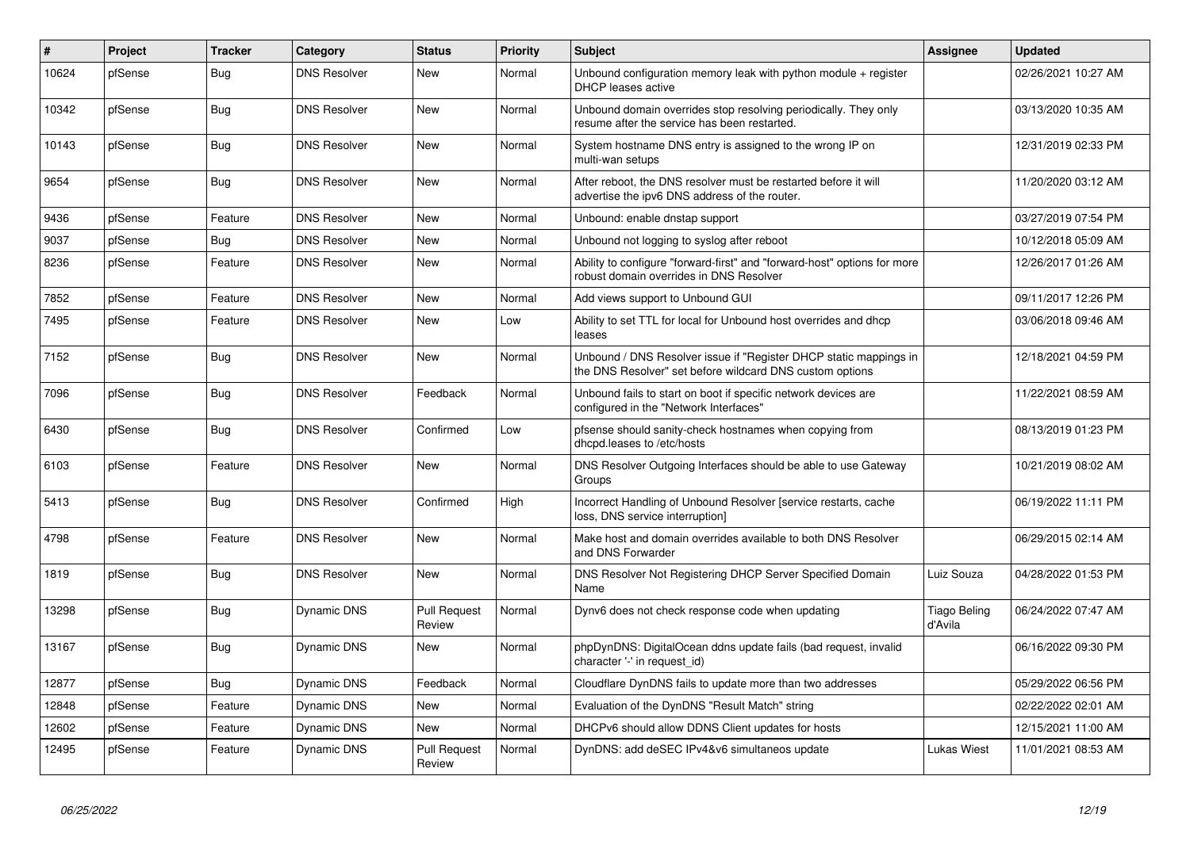| # | Project | Tracker | Category | Status | Priority | Subject | Assignee | Updated |
|---|---|---|---|---|---|---|---|---|
| 10624 | pfSense | Bug | DNS Resolver | New | Normal | Unbound configuration memory leak with python module + register DHCP leases active | | 02/26/2021 10:27 AM |
| 10342 | pfSense | Bug | DNS Resolver | New | Normal | Unbound domain overrides stop resolving periodically. They only resume after the service has been restarted. | | 03/13/2020 10:35 AM |
| 10143 | pfSense | Bug | DNS Resolver | New | Normal | System hostname DNS entry is assigned to the wrong IP on multi-wan setups | | 12/31/2019 02:33 PM |
| 9654 | pfSense | Bug | DNS Resolver | New | Normal | After reboot, the DNS resolver must be restarted before it will advertise the ipv6 DNS address of the router. | | 11/20/2020 03:12 AM |
| 9436 | pfSense | Feature | DNS Resolver | New | Normal | Unbound: enable dnstap support | | 03/27/2019 07:54 PM |
| 9037 | pfSense | Bug | DNS Resolver | New | Normal | Unbound not logging to syslog after reboot | | 10/12/2018 05:09 AM |
| 8236 | pfSense | Feature | DNS Resolver | New | Normal | Ability to configure "forward-first" and "forward-host" options for more robust domain overrides in DNS Resolver | | 12/26/2017 01:26 AM |
| 7852 | pfSense | Feature | DNS Resolver | New | Normal | Add views support to Unbound GUI | | 09/11/2017 12:26 PM |
| 7495 | pfSense | Feature | DNS Resolver | New | Low | Ability to set TTL for local for Unbound host overrides and dhcp leases | | 03/06/2018 09:46 AM |
| 7152 | pfSense | Bug | DNS Resolver | New | Normal | Unbound / DNS Resolver issue if "Register DHCP static mappings in the DNS Resolver" set before wildcard DNS custom options | | 12/18/2021 04:59 PM |
| 7096 | pfSense | Bug | DNS Resolver | Feedback | Normal | Unbound fails to start on boot if specific network devices are configured in the "Network Interfaces" | | 11/22/2021 08:59 AM |
| 6430 | pfSense | Bug | DNS Resolver | Confirmed | Low | pfsense should sanity-check hostnames when copying from dhcpd.leases to /etc/hosts | | 08/13/2019 01:23 PM |
| 6103 | pfSense | Feature | DNS Resolver | New | Normal | DNS Resolver Outgoing Interfaces should be able to use Gateway Groups | | 10/21/2019 08:02 AM |
| 5413 | pfSense | Bug | DNS Resolver | Confirmed | High | Incorrect Handling of Unbound Resolver [service restarts, cache loss, DNS service interruption] | | 06/19/2022 11:11 PM |
| 4798 | pfSense | Feature | DNS Resolver | New | Normal | Make host and domain overrides available to both DNS Resolver and DNS Forwarder | | 06/29/2015 02:14 AM |
| 1819 | pfSense | Bug | DNS Resolver | New | Normal | DNS Resolver Not Registering DHCP Server Specified Domain Name | Luiz Souza | 04/28/2022 01:53 PM |
| 13298 | pfSense | Bug | Dynamic DNS | Pull Request Review | Normal | Dynv6 does not check response code when updating | Tiago Beling d'Avila | 06/24/2022 07:47 AM |
| 13167 | pfSense | Bug | Dynamic DNS | New | Normal | phpDynDNS: DigitalOcean ddns update fails (bad request, invalid character '-' in request_id) | | 06/16/2022 09:30 PM |
| 12877 | pfSense | Bug | Dynamic DNS | Feedback | Normal | Cloudflare DynDNS fails to update more than two addresses | | 05/29/2022 06:56 PM |
| 12848 | pfSense | Feature | Dynamic DNS | New | Normal | Evaluation of the DynDNS "Result Match" string | | 02/22/2022 02:01 AM |
| 12602 | pfSense | Feature | Dynamic DNS | New | Normal | DHCPv6 should allow DDNS Client updates for hosts | | 12/15/2021 11:00 AM |
| 12495 | pfSense | Feature | Dynamic DNS | Pull Request Review | Normal | DynDNS: add deSEC IPv4&v6 simultaneos update | Lukas Wiest | 11/01/2021 08:53 AM |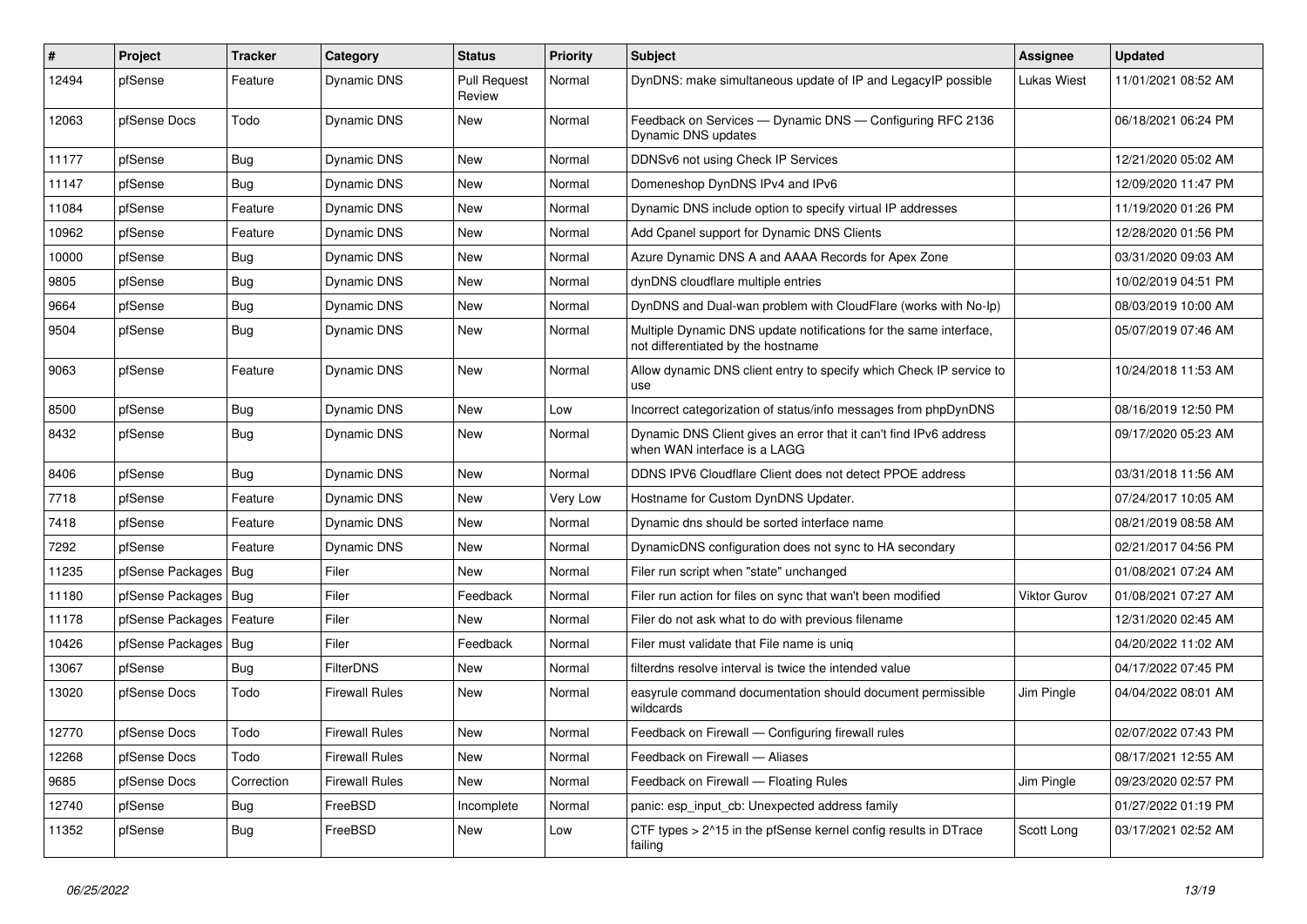| # | Project | Tracker | Category | Status | Priority | Subject | Assignee | Updated |
|---|---|---|---|---|---|---|---|---|
| 12494 | pfSense | Feature | Dynamic DNS | Pull Request Review | Normal | DynDNS: make simultaneous update of IP and LegacyIP possible | Lukas Wiest | 11/01/2021 08:52 AM |
| 12063 | pfSense Docs | Todo | Dynamic DNS | New | Normal | Feedback on Services — Dynamic DNS — Configuring RFC 2136 Dynamic DNS updates | | 06/18/2021 06:24 PM |
| 11177 | pfSense | Bug | Dynamic DNS | New | Normal | DDNSv6 not using Check IP Services | | 12/21/2020 05:02 AM |
| 11147 | pfSense | Bug | Dynamic DNS | New | Normal | Domeneshop DynDNS IPv4 and IPv6 | | 12/09/2020 11:47 PM |
| 11084 | pfSense | Feature | Dynamic DNS | New | Normal | Dynamic DNS include option to specify virtual IP addresses | | 11/19/2020 01:26 PM |
| 10962 | pfSense | Feature | Dynamic DNS | New | Normal | Add Cpanel support for Dynamic DNS Clients | | 12/28/2020 01:56 PM |
| 10000 | pfSense | Bug | Dynamic DNS | New | Normal | Azure Dynamic DNS A and AAAA Records for Apex Zone | | 03/31/2020 09:03 AM |
| 9805 | pfSense | Bug | Dynamic DNS | New | Normal | dynDNS cloudflare multiple entries | | 10/02/2019 04:51 PM |
| 9664 | pfSense | Bug | Dynamic DNS | New | Normal | DynDNS and Dual-wan problem with CloudFlare (works with No-Ip) | | 08/03/2019 10:00 AM |
| 9504 | pfSense | Bug | Dynamic DNS | New | Normal | Multiple Dynamic DNS update notifications for the same interface, not differentiated by the hostname | | 05/07/2019 07:46 AM |
| 9063 | pfSense | Feature | Dynamic DNS | New | Normal | Allow dynamic DNS client entry to specify which Check IP service to use | | 10/24/2018 11:53 AM |
| 8500 | pfSense | Bug | Dynamic DNS | New | Low | Incorrect categorization of status/info messages from phpDynDNS | | 08/16/2019 12:50 PM |
| 8432 | pfSense | Bug | Dynamic DNS | New | Normal | Dynamic DNS Client gives an error that it can't find IPv6 address when WAN interface is a LAGG | | 09/17/2020 05:23 AM |
| 8406 | pfSense | Bug | Dynamic DNS | New | Normal | DDNS IPV6 Cloudflare Client does not detect PPOE address | | 03/31/2018 11:56 AM |
| 7718 | pfSense | Feature | Dynamic DNS | New | Very Low | Hostname for Custom DynDNS Updater. | | 07/24/2017 10:05 AM |
| 7418 | pfSense | Feature | Dynamic DNS | New | Normal | Dynamic dns should be sorted interface name | | 08/21/2019 08:58 AM |
| 7292 | pfSense | Feature | Dynamic DNS | New | Normal | DynamicDNS configuration does not sync to HA secondary | | 02/21/2017 04:56 PM |
| 11235 | pfSense Packages | Bug | Filer | New | Normal | Filer run script when "state" unchanged | | 01/08/2021 07:24 AM |
| 11180 | pfSense Packages | Bug | Filer | Feedback | Normal | Filer run action for files on sync that wan't been modified | Viktor Gurov | 01/08/2021 07:27 AM |
| 11178 | pfSense Packages | Feature | Filer | New | Normal | Filer do not ask what to do with previous filename | | 12/31/2020 02:45 AM |
| 10426 | pfSense Packages | Bug | Filer | Feedback | Normal | Filer must validate that File name is uniq | | 04/20/2022 11:02 AM |
| 13067 | pfSense | Bug | FilterDNS | New | Normal | filterdns resolve interval is twice the intended value | | 04/17/2022 07:45 PM |
| 13020 | pfSense Docs | Todo | Firewall Rules | New | Normal | easyrule command documentation should document permissible wildcards | Jim Pingle | 04/04/2022 08:01 AM |
| 12770 | pfSense Docs | Todo | Firewall Rules | New | Normal | Feedback on Firewall — Configuring firewall rules | | 02/07/2022 07:43 PM |
| 12268 | pfSense Docs | Todo | Firewall Rules | New | Normal | Feedback on Firewall — Aliases | | 08/17/2021 12:55 AM |
| 9685 | pfSense Docs | Correction | Firewall Rules | New | Normal | Feedback on Firewall — Floating Rules | Jim Pingle | 09/23/2020 02:57 PM |
| 12740 | pfSense | Bug | FreeBSD | Incomplete | Normal | panic: esp_input_cb: Unexpected address family | | 01/27/2022 01:19 PM |
| 11352 | pfSense | Bug | FreeBSD | New | Low | CTF types > 2^15 in the pfSense kernel config results in DTrace failing | Scott Long | 03/17/2021 02:52 AM |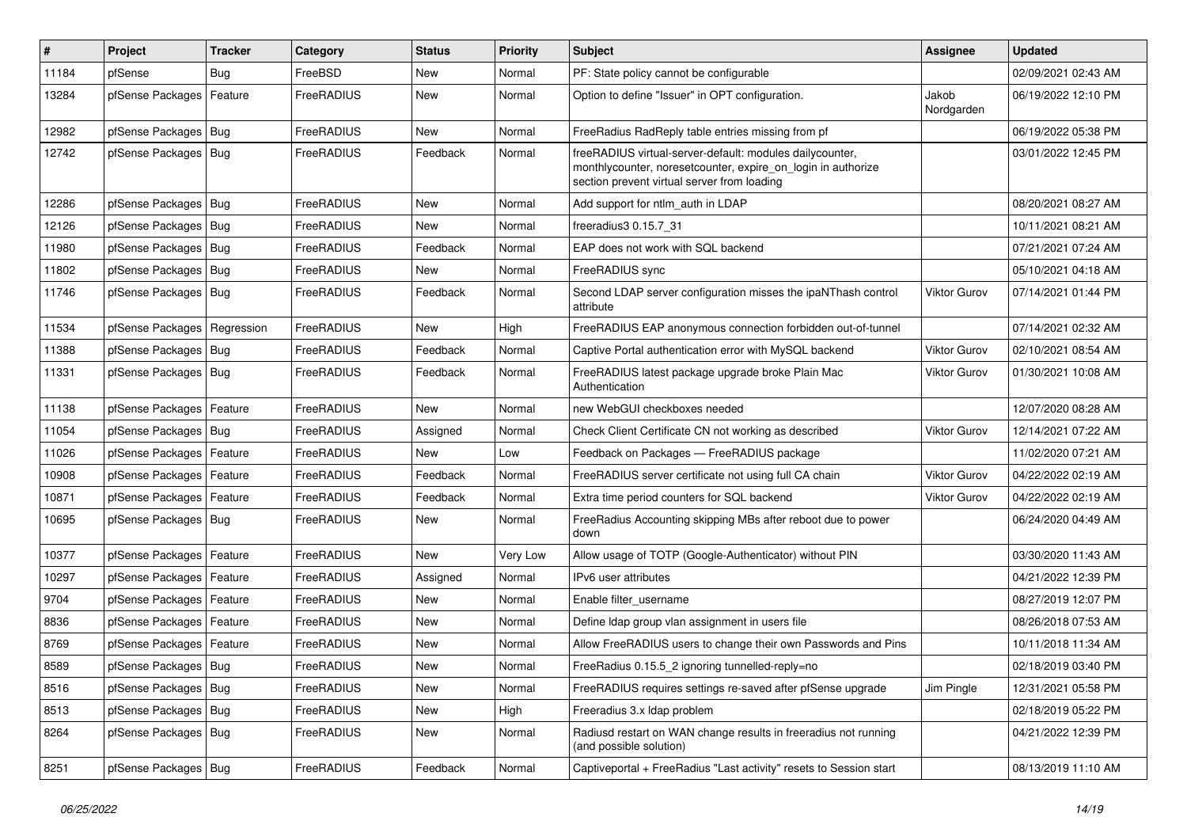| # | Project | Tracker | Category | Status | Priority | Subject | Assignee | Updated |
|---|---|---|---|---|---|---|---|---|
| 11184 | pfSense | Bug | FreeBSD | New | Normal | PF: State policy cannot be configurable | | 02/09/2021 02:43 AM |
| 13284 | pfSense Packages | Feature | FreeRADIUS | New | Normal | Option to define "Issuer" in OPT configuration. | Jakob Nordgarden | 06/19/2022 12:10 PM |
| 12982 | pfSense Packages | Bug | FreeRADIUS | New | Normal | FreeRadius RadReply table entries missing from pf | | 06/19/2022 05:38 PM |
| 12742 | pfSense Packages | Bug | FreeRADIUS | Feedback | Normal | freeRADIUS virtual-server-default: modules dailycounter, monthlycounter, noresetcounter, expire_on_login in authorize section prevent virtual server from loading | | 03/01/2022 12:45 PM |
| 12286 | pfSense Packages | Bug | FreeRADIUS | New | Normal | Add support for ntlm_auth in LDAP | | 08/20/2021 08:27 AM |
| 12126 | pfSense Packages | Bug | FreeRADIUS | New | Normal | freeradius3 0.15.7_31 | | 10/11/2021 08:21 AM |
| 11980 | pfSense Packages | Bug | FreeRADIUS | Feedback | Normal | EAP does not work with SQL backend | | 07/21/2021 07:24 AM |
| 11802 | pfSense Packages | Bug | FreeRADIUS | New | Normal | FreeRADIUS sync | | 05/10/2021 04:18 AM |
| 11746 | pfSense Packages | Bug | FreeRADIUS | Feedback | Normal | Second LDAP server configuration misses the ipaNThash control attribute | Viktor Gurov | 07/14/2021 01:44 PM |
| 11534 | pfSense Packages | Regression | FreeRADIUS | New | High | FreeRADIUS EAP anonymous connection forbidden out-of-tunnel | | 07/14/2021 02:32 AM |
| 11388 | pfSense Packages | Bug | FreeRADIUS | Feedback | Normal | Captive Portal authentication error with MySQL backend | Viktor Gurov | 02/10/2021 08:54 AM |
| 11331 | pfSense Packages | Bug | FreeRADIUS | Feedback | Normal | FreeRADIUS latest package upgrade broke Plain Mac Authentication | Viktor Gurov | 01/30/2021 10:08 AM |
| 11138 | pfSense Packages | Feature | FreeRADIUS | New | Normal | new WebGUI checkboxes needed | | 12/07/2020 08:28 AM |
| 11054 | pfSense Packages | Bug | FreeRADIUS | Assigned | Normal | Check Client Certificate CN not working as described | Viktor Gurov | 12/14/2021 07:22 AM |
| 11026 | pfSense Packages | Feature | FreeRADIUS | New | Low | Feedback on Packages — FreeRADIUS package | | 11/02/2020 07:21 AM |
| 10908 | pfSense Packages | Feature | FreeRADIUS | Feedback | Normal | FreeRADIUS server certificate not using full CA chain | Viktor Gurov | 04/22/2022 02:19 AM |
| 10871 | pfSense Packages | Feature | FreeRADIUS | Feedback | Normal | Extra time period counters for SQL backend | Viktor Gurov | 04/22/2022 02:19 AM |
| 10695 | pfSense Packages | Bug | FreeRADIUS | New | Normal | FreeRadius Accounting skipping MBs after reboot due to power down | | 06/24/2020 04:49 AM |
| 10377 | pfSense Packages | Feature | FreeRADIUS | New | Very Low | Allow usage of TOTP (Google-Authenticator) without PIN | | 03/30/2020 11:43 AM |
| 10297 | pfSense Packages | Feature | FreeRADIUS | Assigned | Normal | IPv6 user attributes | | 04/21/2022 12:39 PM |
| 9704 | pfSense Packages | Feature | FreeRADIUS | New | Normal | Enable filter_username | | 08/27/2019 12:07 PM |
| 8836 | pfSense Packages | Feature | FreeRADIUS | New | Normal | Define ldap group vlan assignment in users file | | 08/26/2018 07:53 AM |
| 8769 | pfSense Packages | Feature | FreeRADIUS | New | Normal | Allow FreeRADIUS users to change their own Passwords and Pins | | 10/11/2018 11:34 AM |
| 8589 | pfSense Packages | Bug | FreeRADIUS | New | Normal | FreeRadius 0.15.5_2 ignoring tunnelled-reply=no | | 02/18/2019 03:40 PM |
| 8516 | pfSense Packages | Bug | FreeRADIUS | New | Normal | FreeRADIUS requires settings re-saved after pfSense upgrade | Jim Pingle | 12/31/2021 05:58 PM |
| 8513 | pfSense Packages | Bug | FreeRADIUS | New | High | Freeradius 3.x ldap problem | | 02/18/2019 05:22 PM |
| 8264 | pfSense Packages | Bug | FreeRADIUS | New | Normal | Radiusd restart on WAN change results in freeradius not running (and possible solution) | | 04/21/2022 12:39 PM |
| 8251 | pfSense Packages | Bug | FreeRADIUS | Feedback | Normal | Captiveportal + FreeRadius "Last activity" resets to Session start | | 08/13/2019 11:10 AM |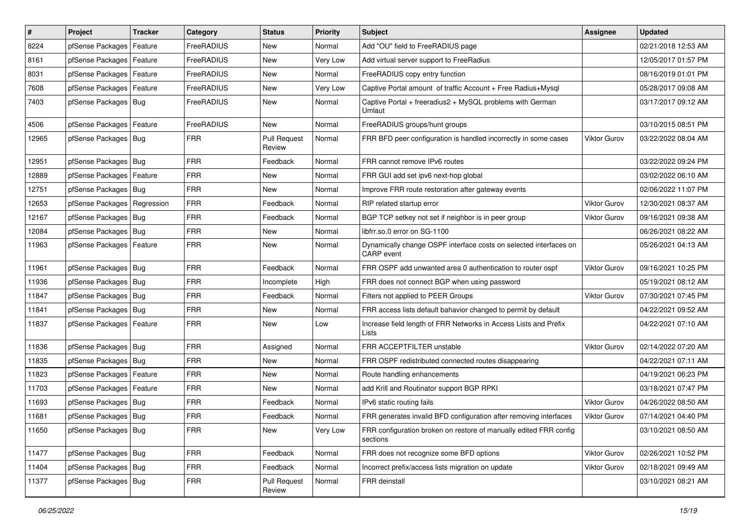| # | Project | Tracker | Category | Status | Priority | Subject | Assignee | Updated |
|---|---|---|---|---|---|---|---|---|
| 8224 | pfSense Packages | Feature | FreeRADIUS | New | Normal | Add "OU" field to FreeRADIUS page | | 02/21/2018 12:53 AM |
| 8161 | pfSense Packages | Feature | FreeRADIUS | New | Very Low | Add virtual server support to FreeRadius | | 12/05/2017 01:57 PM |
| 8031 | pfSense Packages | Feature | FreeRADIUS | New | Normal | FreeRADIUS copy entry function | | 08/16/2019 01:01 PM |
| 7608 | pfSense Packages | Feature | FreeRADIUS | New | Very Low | Captive Portal amount of traffic Account + Free Radius+Mysql | | 05/28/2017 09:08 AM |
| 7403 | pfSense Packages | Bug | FreeRADIUS | New | Normal | Captive Portal + freeradius2 + MySQL problems with German Umlaut | | 03/17/2017 09:12 AM |
| 4506 | pfSense Packages | Feature | FreeRADIUS | New | Normal | FreeRADIUS groups/hunt groups | | 03/10/2015 08:51 PM |
| 12965 | pfSense Packages | Bug | FRR | Pull Request Review | Normal | FRR BFD peer configuration is handled incorrectly in some cases | Viktor Gurov | 03/22/2022 08:04 AM |
| 12951 | pfSense Packages | Bug | FRR | Feedback | Normal | FRR cannot remove IPv6 routes | | 03/22/2022 09:24 PM |
| 12889 | pfSense Packages | Feature | FRR | New | Normal | FRR GUI add set ipv6 next-hop global | | 03/02/2022 06:10 AM |
| 12751 | pfSense Packages | Bug | FRR | New | Normal | Improve FRR route restoration after gateway events | | 02/06/2022 11:07 PM |
| 12653 | pfSense Packages | Regression | FRR | Feedback | Normal | RIP related startup error | Viktor Gurov | 12/30/2021 08:37 AM |
| 12167 | pfSense Packages | Bug | FRR | Feedback | Normal | BGP TCP setkey not set if neighbor is in peer group | Viktor Gurov | 09/16/2021 09:38 AM |
| 12084 | pfSense Packages | Bug | FRR | New | Normal | libfrr.so.0 error on SG-1100 | | 06/26/2021 08:22 AM |
| 11963 | pfSense Packages | Feature | FRR | New | Normal | Dynamically change OSPF interface costs on selected interfaces on CARP event | | 05/26/2021 04:13 AM |
| 11961 | pfSense Packages | Bug | FRR | Feedback | Normal | FRR OSPF add unwanted area 0 authentication to router ospf | Viktor Gurov | 09/16/2021 10:25 PM |
| 11936 | pfSense Packages | Bug | FRR | Incomplete | High | FRR does not connect BGP when using password | | 05/19/2021 08:12 AM |
| 11847 | pfSense Packages | Bug | FRR | Feedback | Normal | Filters not applied to PEER Groups | Viktor Gurov | 07/30/2021 07:45 PM |
| 11841 | pfSense Packages | Bug | FRR | New | Normal | FRR access lists default bahavior changed to permit by default | | 04/22/2021 09:52 AM |
| 11837 | pfSense Packages | Feature | FRR | New | Low | Increase field length of FRR Networks in Access Lists and Prefix Lists | | 04/22/2021 07:10 AM |
| 11836 | pfSense Packages | Bug | FRR | Assigned | Normal | FRR ACCEPTFILTER unstable | Viktor Gurov | 02/14/2022 07:20 AM |
| 11835 | pfSense Packages | Bug | FRR | New | Normal | FRR OSPF redistributed connected routes disappearing | | 04/22/2021 07:11 AM |
| 11823 | pfSense Packages | Feature | FRR | New | Normal | Route handling enhancements | | 04/19/2021 06:23 PM |
| 11703 | pfSense Packages | Feature | FRR | New | Normal | add Krill and Routinator support BGP RPKI | | 03/18/2021 07:47 PM |
| 11693 | pfSense Packages | Bug | FRR | Feedback | Normal | IPv6 static routing fails | Viktor Gurov | 04/26/2022 08:50 AM |
| 11681 | pfSense Packages | Bug | FRR | Feedback | Normal | FRR generates invalid BFD configuration after removing interfaces | Viktor Gurov | 07/14/2021 04:40 PM |
| 11650 | pfSense Packages | Bug | FRR | New | Very Low | FRR configuration broken on restore of manually edited FRR config sections | | 03/10/2021 08:50 AM |
| 11477 | pfSense Packages | Bug | FRR | Feedback | Normal | FRR does not recognize some BFD options | Viktor Gurov | 02/26/2021 10:52 PM |
| 11404 | pfSense Packages | Bug | FRR | Feedback | Normal | Incorrect prefix/access lists migration on update | Viktor Gurov | 02/18/2021 09:49 AM |
| 11377 | pfSense Packages | Bug | FRR | Pull Request Review | Normal | FRR deinstall | | 03/10/2021 08:21 AM |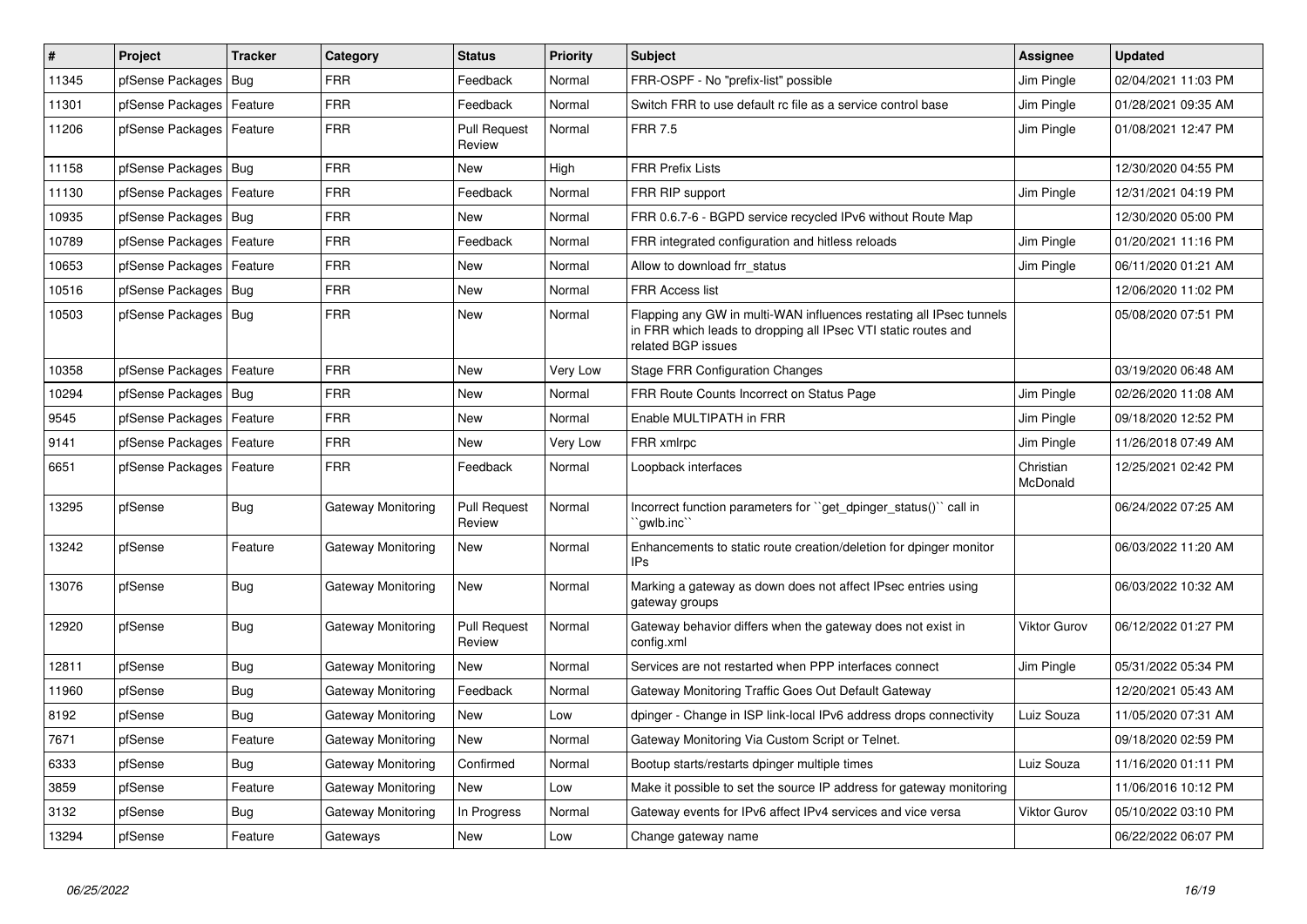| # | Project | Tracker | Category | Status | Priority | Subject | Assignee | Updated |
|---|---|---|---|---|---|---|---|---|
| 11345 | pfSense Packages | Bug | FRR | Feedback | Normal | FRR-OSPF - No "prefix-list" possible | Jim Pingle | 02/04/2021 11:03 PM |
| 11301 | pfSense Packages | Feature | FRR | Feedback | Normal | Switch FRR to use default rc file as a service control base | Jim Pingle | 01/28/2021 09:35 AM |
| 11206 | pfSense Packages | Feature | FRR | Pull Request Review | Normal | FRR 7.5 | Jim Pingle | 01/08/2021 12:47 PM |
| 11158 | pfSense Packages | Bug | FRR | New | High | FRR Prefix Lists | | 12/30/2020 04:55 PM |
| 11130 | pfSense Packages | Feature | FRR | Feedback | Normal | FRR RIP support | Jim Pingle | 12/31/2021 04:19 PM |
| 10935 | pfSense Packages | Bug | FRR | New | Normal | FRR 0.6.7-6 - BGPD service recycled IPv6 without Route Map | | 12/30/2020 05:00 PM |
| 10789 | pfSense Packages | Feature | FRR | Feedback | Normal | FRR integrated configuration and hitless reloads | Jim Pingle | 01/20/2021 11:16 PM |
| 10653 | pfSense Packages | Feature | FRR | New | Normal | Allow to download frr_status | Jim Pingle | 06/11/2020 01:21 AM |
| 10516 | pfSense Packages | Bug | FRR | New | Normal | FRR Access list | | 12/06/2020 11:02 PM |
| 10503 | pfSense Packages | Bug | FRR | New | Normal | Flapping any GW in multi-WAN influences restating all IPsec tunnels in FRR which leads to dropping all IPsec VTI static routes and related BGP issues | | 05/08/2020 07:51 PM |
| 10358 | pfSense Packages | Feature | FRR | New | Very Low | Stage FRR Configuration Changes | | 03/19/2020 06:48 AM |
| 10294 | pfSense Packages | Bug | FRR | New | Normal | FRR Route Counts Incorrect on Status Page | Jim Pingle | 02/26/2020 11:08 AM |
| 9545 | pfSense Packages | Feature | FRR | New | Normal | Enable MULTIPATH in FRR | Jim Pingle | 09/18/2020 12:52 PM |
| 9141 | pfSense Packages | Feature | FRR | New | Very Low | FRR xmlrpc | Jim Pingle | 11/26/2018 07:49 AM |
| 6651 | pfSense Packages | Feature | FRR | Feedback | Normal | Loopback interfaces | Christian McDonald | 12/25/2021 02:42 PM |
| 13295 | pfSense | Bug | Gateway Monitoring | Pull Request Review | Normal | Incorrect function parameters for ``get_dpinger_status()`` call in ``gwlb.inc`` | | 06/24/2022 07:25 AM |
| 13242 | pfSense | Feature | Gateway Monitoring | New | Normal | Enhancements to static route creation/deletion for dpinger monitor IPs | | 06/03/2022 11:20 AM |
| 13076 | pfSense | Bug | Gateway Monitoring | New | Normal | Marking a gateway as down does not affect IPsec entries using gateway groups | | 06/03/2022 10:32 AM |
| 12920 | pfSense | Bug | Gateway Monitoring | Pull Request Review | Normal | Gateway behavior differs when the gateway does not exist in config.xml | Viktor Gurov | 06/12/2022 01:27 PM |
| 12811 | pfSense | Bug | Gateway Monitoring | New | Normal | Services are not restarted when PPP interfaces connect | Jim Pingle | 05/31/2022 05:34 PM |
| 11960 | pfSense | Bug | Gateway Monitoring | Feedback | Normal | Gateway Monitoring Traffic Goes Out Default Gateway | | 12/20/2021 05:43 AM |
| 8192 | pfSense | Bug | Gateway Monitoring | New | Low | dpinger - Change in ISP link-local IPv6 address drops connectivity | Luiz Souza | 11/05/2020 07:31 AM |
| 7671 | pfSense | Feature | Gateway Monitoring | New | Normal | Gateway Monitoring Via Custom Script or Telnet. | | 09/18/2020 02:59 PM |
| 6333 | pfSense | Bug | Gateway Monitoring | Confirmed | Normal | Bootup starts/restarts dpinger multiple times | Luiz Souza | 11/16/2020 01:11 PM |
| 3859 | pfSense | Feature | Gateway Monitoring | New | Low | Make it possible to set the source IP address for gateway monitoring | | 11/06/2016 10:12 PM |
| 3132 | pfSense | Bug | Gateway Monitoring | In Progress | Normal | Gateway events for IPv6 affect IPv4 services and vice versa | Viktor Gurov | 05/10/2022 03:10 PM |
| 13294 | pfSense | Feature | Gateways | New | Low | Change gateway name | | 06/22/2022 06:07 PM |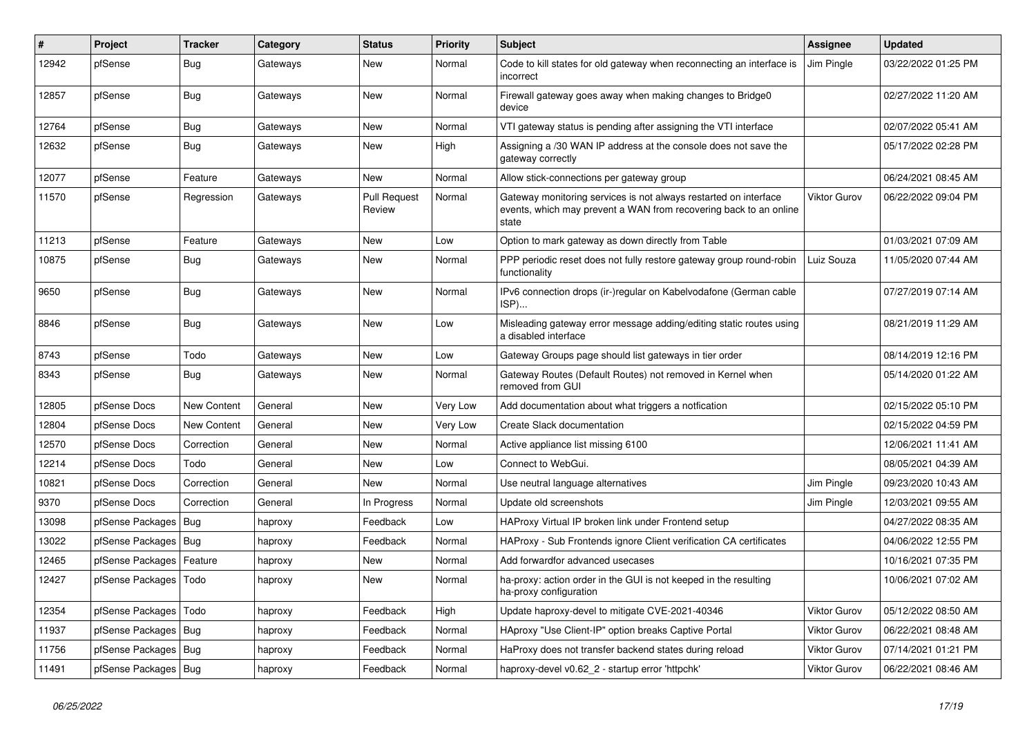| # | Project | Tracker | Category | Status | Priority | Subject | Assignee | Updated |
|---|---|---|---|---|---|---|---|---|
| 12942 | pfSense | Bug | Gateways | New | Normal | Code to kill states for old gateway when reconnecting an interface is incorrect | Jim Pingle | 03/22/2022 01:25 PM |
| 12857 | pfSense | Bug | Gateways | New | Normal | Firewall gateway goes away when making changes to Bridge0 device | | 02/27/2022 11:20 AM |
| 12764 | pfSense | Bug | Gateways | New | Normal | VTI gateway status is pending after assigning the VTI interface | | 02/07/2022 05:41 AM |
| 12632 | pfSense | Bug | Gateways | New | High | Assigning a /30 WAN IP address at the console does not save the gateway correctly | | 05/17/2022 02:28 PM |
| 12077 | pfSense | Feature | Gateways | New | Normal | Allow stick-connections per gateway group | | 06/24/2021 08:45 AM |
| 11570 | pfSense | Regression | Gateways | Pull Request Review | Normal | Gateway monitoring services is not always restarted on interface events, which may prevent a WAN from recovering back to an online state | Viktor Gurov | 06/22/2022 09:04 PM |
| 11213 | pfSense | Feature | Gateways | New | Low | Option to mark gateway as down directly from Table | | 01/03/2021 07:09 AM |
| 10875 | pfSense | Bug | Gateways | New | Normal | PPP periodic reset does not fully restore gateway group round-robin functionality | Luiz Souza | 11/05/2020 07:44 AM |
| 9650 | pfSense | Bug | Gateways | New | Normal | IPv6 connection drops (ir-)regular on Kabelvodafone (German cable ISP)... | | 07/27/2019 07:14 AM |
| 8846 | pfSense | Bug | Gateways | New | Low | Misleading gateway error message adding/editing static routes using a disabled interface | | 08/21/2019 11:29 AM |
| 8743 | pfSense | Todo | Gateways | New | Low | Gateway Groups page should list gateways in tier order | | 08/14/2019 12:16 PM |
| 8343 | pfSense | Bug | Gateways | New | Normal | Gateway Routes (Default Routes) not removed in Kernel when removed from GUI | | 05/14/2020 01:22 AM |
| 12805 | pfSense Docs | New Content | General | New | Very Low | Add documentation about what triggers a notfication | | 02/15/2022 05:10 PM |
| 12804 | pfSense Docs | New Content | General | New | Very Low | Create Slack documentation | | 02/15/2022 04:59 PM |
| 12570 | pfSense Docs | Correction | General | New | Normal | Active appliance list missing 6100 | | 12/06/2021 11:41 AM |
| 12214 | pfSense Docs | Todo | General | New | Low | Connect to WebGui. | | 08/05/2021 04:39 AM |
| 10821 | pfSense Docs | Correction | General | New | Normal | Use neutral language alternatives | Jim Pingle | 09/23/2020 10:43 AM |
| 9370 | pfSense Docs | Correction | General | In Progress | Normal | Update old screenshots | Jim Pingle | 12/03/2021 09:55 AM |
| 13098 | pfSense Packages | Bug | haproxy | Feedback | Low | HAProxy Virtual IP broken link under Frontend setup | | 04/27/2022 08:35 AM |
| 13022 | pfSense Packages | Bug | haproxy | Feedback | Normal | HAProxy - Sub Frontends ignore Client verification CA certificates | | 04/06/2022 12:55 PM |
| 12465 | pfSense Packages | Feature | haproxy | New | Normal | Add forwardfor advanced usecases | | 10/16/2021 07:35 PM |
| 12427 | pfSense Packages | Todo | haproxy | New | Normal | ha-proxy: action order in the GUI is not keeped in the resulting ha-proxy configuration | | 10/06/2021 07:02 AM |
| 12354 | pfSense Packages | Todo | haproxy | Feedback | High | Update haproxy-devel to mitigate CVE-2021-40346 | Viktor Gurov | 05/12/2022 08:50 AM |
| 11937 | pfSense Packages | Bug | haproxy | Feedback | Normal | HAproxy "Use Client-IP" option breaks Captive Portal | Viktor Gurov | 06/22/2021 08:48 AM |
| 11756 | pfSense Packages | Bug | haproxy | Feedback | Normal | HaProxy does not transfer backend states during reload | Viktor Gurov | 07/14/2021 01:21 PM |
| 11491 | pfSense Packages | Bug | haproxy | Feedback | Normal | haproxy-devel v0.62_2 - startup error 'httpchk' | Viktor Gurov | 06/22/2021 08:46 AM |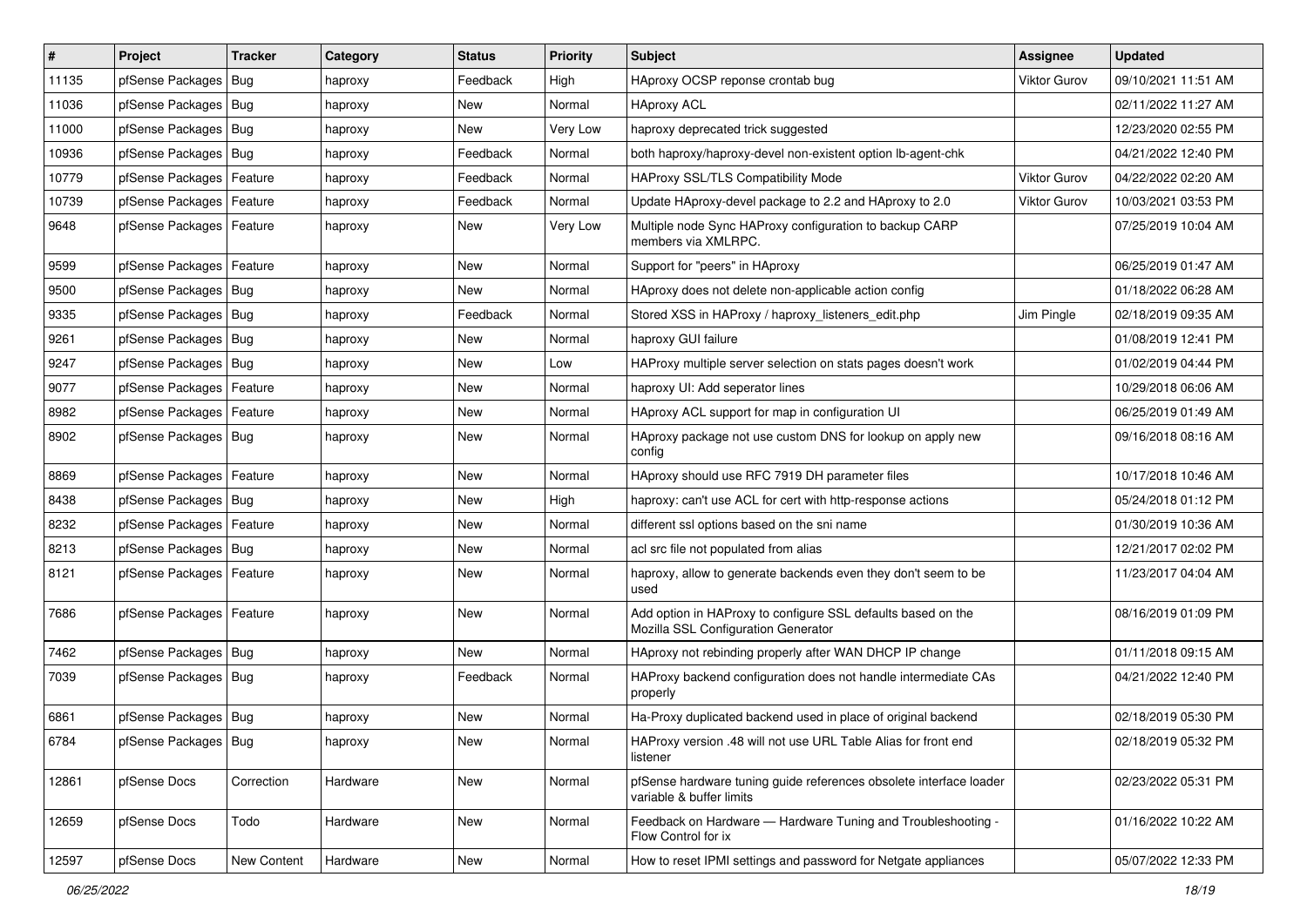| # | Project | Tracker | Category | Status | Priority | Subject | Assignee | Updated |
|---|---|---|---|---|---|---|---|---|
| 11135 | pfSense Packages | Bug | haproxy | Feedback | High | HAproxy OCSP reponse crontab bug | Viktor Gurov | 09/10/2021 11:51 AM |
| 11036 | pfSense Packages | Bug | haproxy | New | Normal | HAproxy ACL | | 02/11/2022 11:27 AM |
| 11000 | pfSense Packages | Bug | haproxy | New | Very Low | haproxy deprecated trick suggested | | 12/23/2020 02:55 PM |
| 10936 | pfSense Packages | Bug | haproxy | Feedback | Normal | both haproxy/haproxy-devel non-existent option lb-agent-chk | | 04/21/2022 12:40 PM |
| 10779 | pfSense Packages | Feature | haproxy | Feedback | Normal | HAProxy SSL/TLS Compatibility Mode | Viktor Gurov | 04/22/2022 02:20 AM |
| 10739 | pfSense Packages | Feature | haproxy | Feedback | Normal | Update HAproxy-devel package to 2.2 and HAproxy to 2.0 | Viktor Gurov | 10/03/2021 03:53 PM |
| 9648 | pfSense Packages | Feature | haproxy | New | Very Low | Multiple node Sync HAproxy configuration to backup CARP members via XMLRPC. | | 07/25/2019 10:04 AM |
| 9599 | pfSense Packages | Feature | haproxy | New | Normal | Support for "peers" in HAproxy | | 06/25/2019 01:47 AM |
| 9500 | pfSense Packages | Bug | haproxy | New | Normal | HAproxy does not delete non-applicable action config | | 01/18/2022 06:28 AM |
| 9335 | pfSense Packages | Bug | haproxy | Feedback | Normal | Stored XSS in HAProxy / haproxy_listeners_edit.php | Jim Pingle | 02/18/2019 09:35 AM |
| 9261 | pfSense Packages | Bug | haproxy | New | Normal | haproxy GUI failure | | 01/08/2019 12:41 PM |
| 9247 | pfSense Packages | Bug | haproxy | New | Low | HAProxy multiple server selection on stats pages doesn't work | | 01/02/2019 04:44 PM |
| 9077 | pfSense Packages | Feature | haproxy | New | Normal | haproxy UI: Add seperator lines | | 10/29/2018 06:06 AM |
| 8982 | pfSense Packages | Feature | haproxy | New | Normal | HAproxy ACL support for map in configuration UI | | 06/25/2019 01:49 AM |
| 8902 | pfSense Packages | Bug | haproxy | New | Normal | HAproxy package not use custom DNS for lookup on apply new config | | 09/16/2018 08:16 AM |
| 8869 | pfSense Packages | Feature | haproxy | New | Normal | HAproxy should use RFC 7919 DH parameter files | | 10/17/2018 10:46 AM |
| 8438 | pfSense Packages | Bug | haproxy | New | High | haproxy: can't use ACL for cert with http-response actions | | 05/24/2018 01:12 PM |
| 8232 | pfSense Packages | Feature | haproxy | New | Normal | different ssl options based on the sni name | | 01/30/2019 10:36 AM |
| 8213 | pfSense Packages | Bug | haproxy | New | Normal | acl src file not populated from alias | | 12/21/2017 02:02 PM |
| 8121 | pfSense Packages | Feature | haproxy | New | Normal | haproxy, allow to generate backends even they don't seem to be used | | 11/23/2017 04:04 AM |
| 7686 | pfSense Packages | Feature | haproxy | New | Normal | Add option in HAProxy to configure SSL defaults based on the Mozilla SSL Configuration Generator | | 08/16/2019 01:09 PM |
| 7462 | pfSense Packages | Bug | haproxy | New | Normal | HAproxy not rebinding properly after WAN DHCP IP change | | 01/11/2018 09:15 AM |
| 7039 | pfSense Packages | Bug | haproxy | Feedback | Normal | HAProxy backend configuration does not handle intermediate CAs properly | | 04/21/2022 12:40 PM |
| 6861 | pfSense Packages | Bug | haproxy | New | Normal | Ha-Proxy duplicated backend used in place of original backend | | 02/18/2019 05:30 PM |
| 6784 | pfSense Packages | Bug | haproxy | New | Normal | HAProxy version .48 will not use URL Table Alias for front end listener | | 02/18/2019 05:32 PM |
| 12861 | pfSense Docs | Correction | Hardware | New | Normal | pfSense hardware tuning guide references obsolete interface loader variable & buffer limits | | 02/23/2022 05:31 PM |
| 12659 | pfSense Docs | Todo | Hardware | New | Normal | Feedback on Hardware — Hardware Tuning and Troubleshooting - Flow Control for ix | | 01/16/2022 10:22 AM |
| 12597 | pfSense Docs | New Content | Hardware | New | Normal | How to reset IPMI settings and password for Netgate appliances | | 05/07/2022 12:33 PM |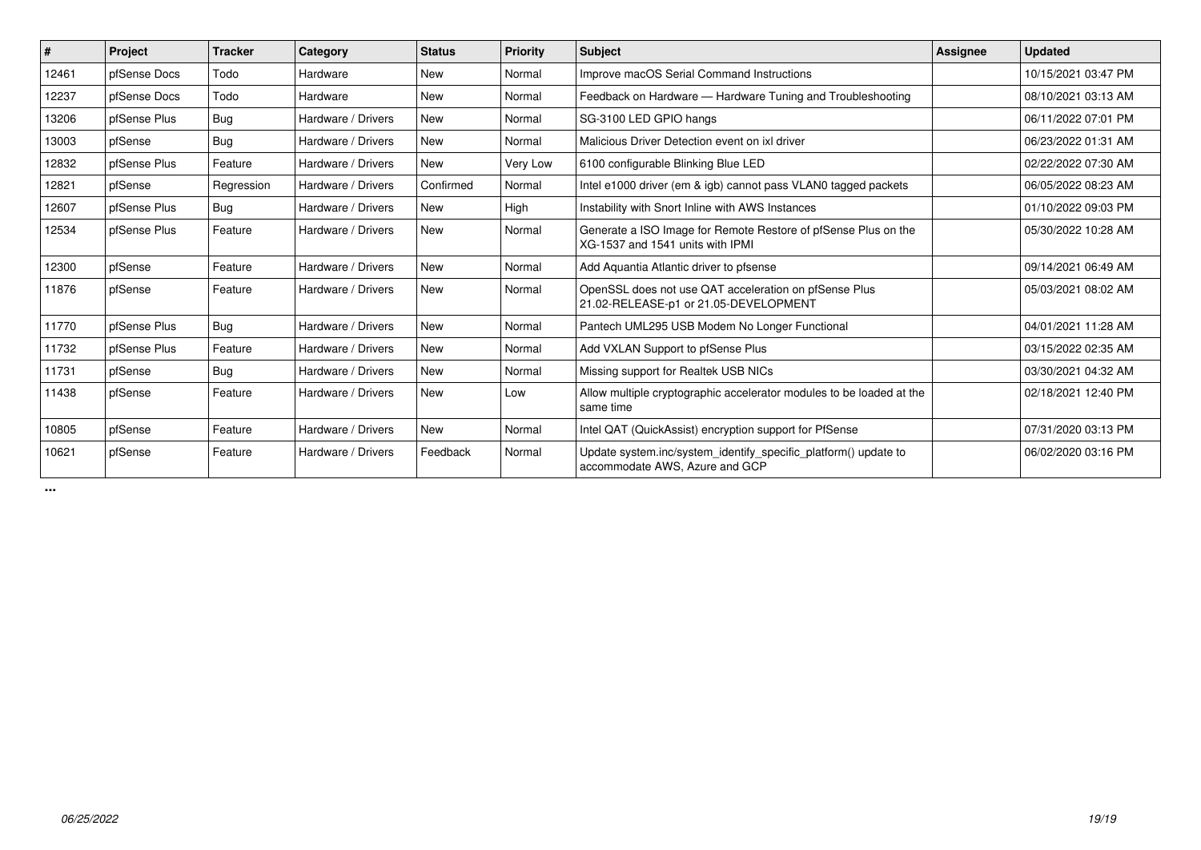| # | Project | Tracker | Category | Status | Priority | Subject | Assignee | Updated |
|---|---|---|---|---|---|---|---|---|
| 12461 | pfSense Docs | Todo | Hardware | New | Normal | Improve macOS Serial Command Instructions | | 10/15/2021 03:47 PM |
| 12237 | pfSense Docs | Todo | Hardware | New | Normal | Feedback on Hardware — Hardware Tuning and Troubleshooting | | 08/10/2021 03:13 AM |
| 13206 | pfSense Plus | Bug | Hardware / Drivers | New | Normal | SG-3100 LED GPIO hangs | | 06/11/2022 07:01 PM |
| 13003 | pfSense | Bug | Hardware / Drivers | New | Normal | Malicious Driver Detection event on ixl driver | | 06/23/2022 01:31 AM |
| 12832 | pfSense Plus | Feature | Hardware / Drivers | New | Very Low | 6100 configurable Blinking Blue LED | | 02/22/2022 07:30 AM |
| 12821 | pfSense | Regression | Hardware / Drivers | Confirmed | Normal | Intel e1000 driver (em & igb) cannot pass VLAN0 tagged packets | | 06/05/2022 08:23 AM |
| 12607 | pfSense Plus | Bug | Hardware / Drivers | New | High | Instability with Snort Inline with AWS Instances | | 01/10/2022 09:03 PM |
| 12534 | pfSense Plus | Feature | Hardware / Drivers | New | Normal | Generate a ISO Image for Remote Restore of pfSense Plus on the XG-1537 and 1541 units with IPMI | | 05/30/2022 10:28 AM |
| 12300 | pfSense | Feature | Hardware / Drivers | New | Normal | Add Aquantia Atlantic driver to pfsense | | 09/14/2021 06:49 AM |
| 11876 | pfSense | Feature | Hardware / Drivers | New | Normal | OpenSSL does not use QAT acceleration on pfSense Plus 21.02-RELEASE-p1 or 21.05-DEVELOPMENT | | 05/03/2021 08:02 AM |
| 11770 | pfSense Plus | Bug | Hardware / Drivers | New | Normal | Pantech UML295 USB Modem No Longer Functional | | 04/01/2021 11:28 AM |
| 11732 | pfSense Plus | Feature | Hardware / Drivers | New | Normal | Add VXLAN Support to pfSense Plus | | 03/15/2022 02:35 AM |
| 11731 | pfSense | Bug | Hardware / Drivers | New | Normal | Missing support for Realtek USB NICs | | 03/30/2021 04:32 AM |
| 11438 | pfSense | Feature | Hardware / Drivers | New | Low | Allow multiple cryptographic accelerator modules to be loaded at the same time | | 02/18/2021 12:40 PM |
| 10805 | pfSense | Feature | Hardware / Drivers | New | Normal | Intel QAT (QuickAssist) encryption support for PfSense | | 07/31/2020 03:13 PM |
| 10621 | pfSense | Feature | Hardware / Drivers | Feedback | Normal | Update system.inc/system_identify_specific_platform() update to accommodate AWS, Azure and GCP | | 06/02/2020 03:16 PM |

...